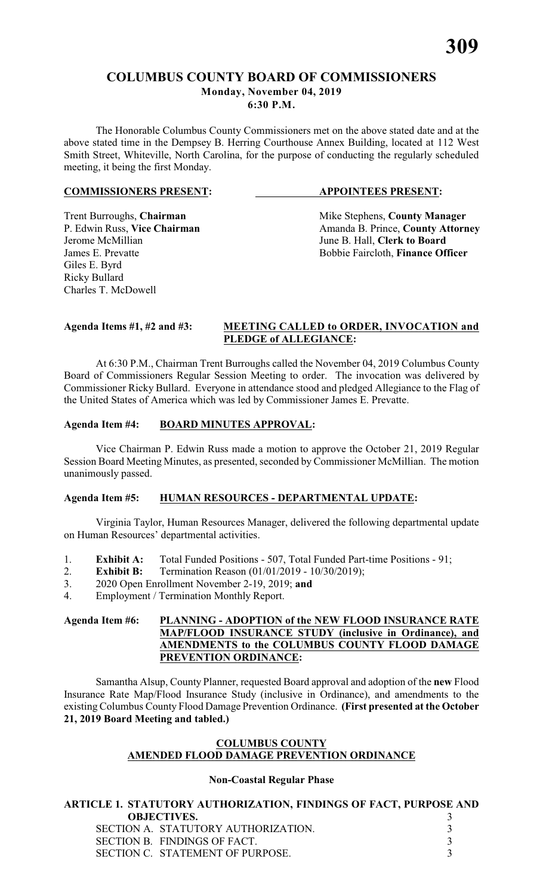# COLUMBUS COUNTY BOARD OF COMMISSIONERS

**Monday, November 04, 2019**

**6:30 P.M.**

The Honorable Columbus County Commissioners met on the above stated date and at the above stated time in the Dempsey B. Herring Courthouse Annex Building, located at 112 West Smith Street, Whiteville, North Carolina, for the purpose of conducting the regularly scheduled meeting, it being the first Monday.

| **COMMISSIONERS PRESENT:** | **APPOINTEES PRESENT:** |
|---|---|
| Trent Burroughs, **Chairman** | Mike Stephens, **County Manager** |
| P. Edwin Russ, **Vice Chairman** | Amanda B. Prince, **County Attorney** |
| Jerome McMillian | June B. Hall, **Clerk to Board** |
| James E. Prevatte | Bobbie Faircloth, **Finance Officer** |
| Giles E. Byrd | |
| Ricky Bullard | |
| Charles T. McDowell | |

**Agenda Items #1, #2 and #3:** **MEETING CALLED to ORDER, INVOCATION and PLEDGE of ALLEGIANCE:**

At 6:30 P.M., Chairman Trent Burroughs called the November 04, 2019 Columbus County Board of Commissioners Regular Session Meeting to order. The invocation was delivered by Commissioner Ricky Bullard. Everyone in attendance stood and pledged Allegiance to the Flag of the United States of America which was led by Commissioner James E. Prevatte.

**Agenda Item #4:** **BOARD MINUTES APPROVAL:**

Vice Chairman P. Edwin Russ made a motion to approve the October 21, 2019 Regular Session Board Meeting Minutes, as presented, seconded by Commissioner McMillian. The motion unanimously passed.

**Agenda Item #5:** **HUMAN RESOURCES - DEPARTMENTAL UPDATE:**

Virginia Taylor, Human Resources Manager, delivered the following departmental update on Human Resources' departmental activities.

1. **Exhibit A:** Total Funded Positions - 507, Total Funded Part-time Positions - 91;
2. **Exhibit B:** Termination Reason (01/01/2019 - 10/30/2019);
3. 2020 Open Enrollment November 2-19, 2019; **and**
4. Employment / Termination Monthly Report.

**Agenda Item #6:** **PLANNING - ADOPTION of the NEW FLOOD INSURANCE RATE MAP/FLOOD INSURANCE STUDY (inclusive in Ordinance), and AMENDMENTS to the COLUMBUS COUNTY FLOOD DAMAGE PREVENTION ORDINANCE:**

Samantha Alsup, County Planner, requested Board approval and adoption of the **new** Flood Insurance Rate Map/Flood Insurance Study (inclusive in Ordinance), and amendments to the existing Columbus County Flood Damage Prevention Ordinance. **(First presented at the October 21, 2019 Board Meeting and tabled.)**

**COLUMBUS COUNTY**
**AMENDED FLOOD DAMAGE PREVENTION ORDINANCE**

**Non-Coastal Regular Phase**

| | |
|---|---|
| **ARTICLE 1. STATUTORY AUTHORIZATION, FINDINGS OF FACT, PURPOSE AND OBJECTIVES.** | 3 |
| SECTION A. STATUTORY AUTHORIZATION. | 3 |
| SECTION B. FINDINGS OF FACT. | 3 |
| SECTION C. STATEMENT OF PURPOSE. | 3 |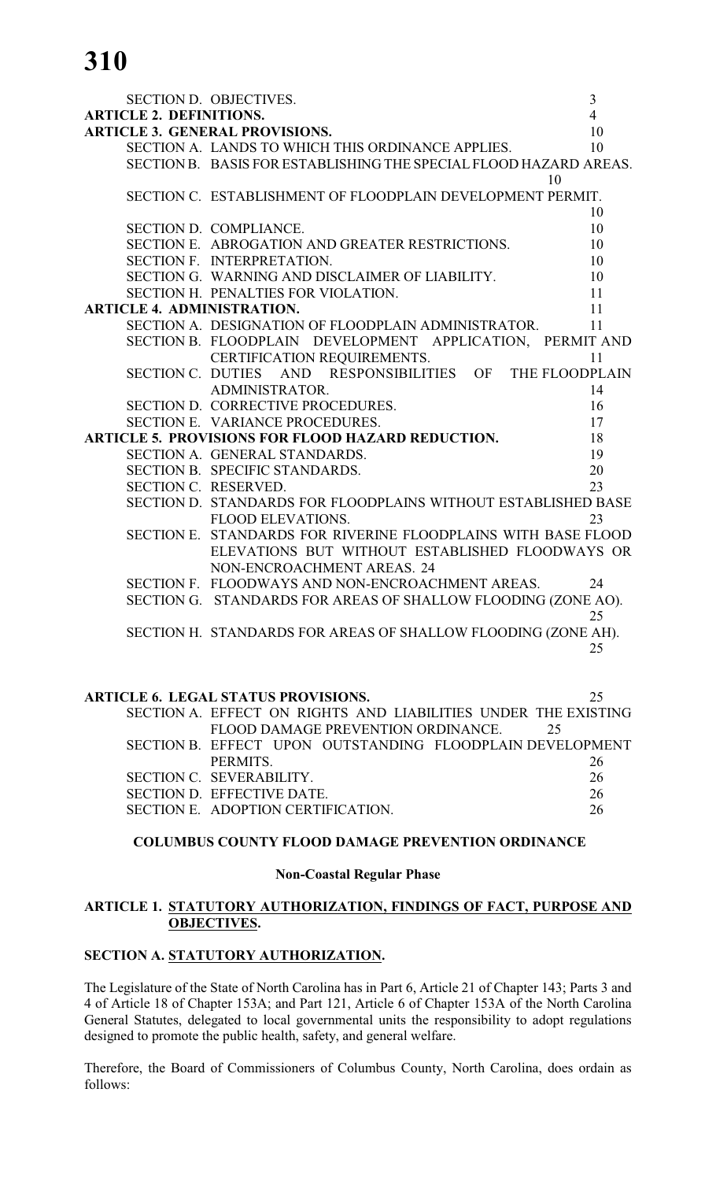| | | |
|---|---|---|
| | SECTION D. OBJECTIVES. | 3 |
| **ARTICLE 2. DEFINITIONS.** | | 4 |
| **ARTICLE 3. GENERAL PROVISIONS.** | | 10 |
| | SECTION A. LANDS TO WHICH THIS ORDINANCE APPLIES. | 10 |
| | SECTION B. BASIS FOR ESTABLISHING THE SPECIAL FLOOD HAZARD AREAS. | 10 |
| | SECTION C. ESTABLISHMENT OF FLOODPLAIN DEVELOPMENT PERMIT. | 10 |
| | SECTION D. COMPLIANCE. | 10 |
| | SECTION E. ABROGATION AND GREATER RESTRICTIONS. | 10 |
| | SECTION F. INTERPRETATION. | 10 |
| | SECTION G. WARNING AND DISCLAIMER OF LIABILITY. | 10 |
| | SECTION H. PENALTIES FOR VIOLATION. | 11 |
| **ARTICLE 4. ADMINISTRATION.** | | 11 |
| | SECTION A. DESIGNATION OF FLOODPLAIN ADMINISTRATOR. | 11 |
| | SECTION B. FLOODPLAIN DEVELOPMENT APPLICATION, PERMIT AND CERTIFICATION REQUIREMENTS. | 11 |
| | SECTION C. DUTIES AND RESPONSIBILITIES OF THE FLOODPLAIN ADMINISTRATOR. | 14 |
| | SECTION D. CORRECTIVE PROCEDURES. | 16 |
| | SECTION E. VARIANCE PROCEDURES. | 17 |
| **ARTICLE 5. PROVISIONS FOR FLOOD HAZARD REDUCTION.** | | 18 |
| | SECTION A. GENERAL STANDARDS. | 19 |
| | SECTION B. SPECIFIC STANDARDS. | 20 |
| | SECTION C. RESERVED. | 23 |
| | SECTION D. STANDARDS FOR FLOODPLAINS WITHOUT ESTABLISHED BASE FLOOD ELEVATIONS. | 23 |
| | SECTION E. STANDARDS FOR RIVERINE FLOODPLAINS WITH BASE FLOOD ELEVATIONS BUT WITHOUT ESTABLISHED FLOODWAYS OR NON-ENCROACHMENT AREAS. | 24 |
| | SECTION F. FLOODWAYS AND NON-ENCROACHMENT AREAS. | 24 |
| | SECTION G. STANDARDS FOR AREAS OF SHALLOW FLOODING (ZONE AO). | 25 |
| | SECTION H. STANDARDS FOR AREAS OF SHALLOW FLOODING (ZONE AH). | 25 |
| **ARTICLE 6. LEGAL STATUS PROVISIONS.** | | 25 |
| | SECTION A. EFFECT ON RIGHTS AND LIABILITIES UNDER THE EXISTING FLOOD DAMAGE PREVENTION ORDINANCE. | 25 |
| | SECTION B. EFFECT UPON OUTSTANDING FLOODPLAIN DEVELOPMENT PERMITS. | 26 |
| | SECTION C. SEVERABILITY. | 26 |
| | SECTION D. EFFECTIVE DATE. | 26 |
| | SECTION E. ADOPTION CERTIFICATION. | 26 |

# COLUMBUS COUNTY FLOOD DAMAGE PREVENTION ORDINANCE

**Non-Coastal Regular Phase**

## ARTICLE 1. STATUTORY AUTHORIZATION, FINDINGS OF FACT, PURPOSE AND OBJECTIVES.

### SECTION A. STATUTORY AUTHORIZATION.

The Legislature of the State of North Carolina has in Part 6, Article 21 of Chapter 143; Parts 3 and 4 of Article 18 of Chapter 153A; and Part 121, Article 6 of Chapter 153A of the North Carolina General Statutes, delegated to local governmental units the responsibility to adopt regulations designed to promote the public health, safety, and general welfare.

Therefore, the Board of Commissioners of Columbus County, North Carolina, does ordain as follows: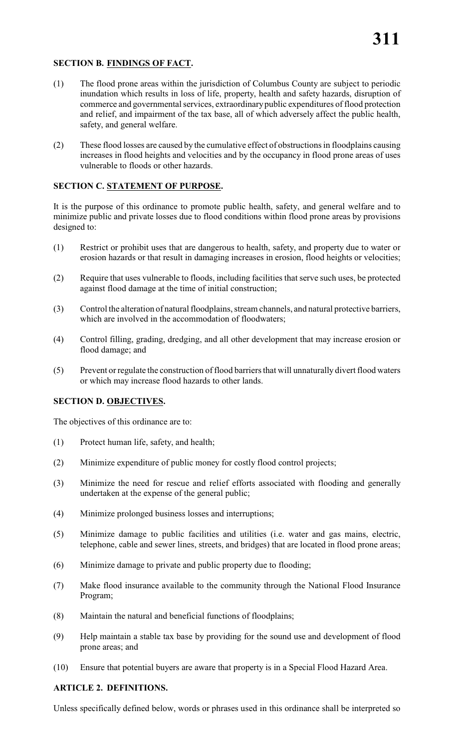**SECTION B. FINDINGS OF FACT.**

(1) The flood prone areas within the jurisdiction of Columbus County are subject to periodic inundation which results in loss of life, property, health and safety hazards, disruption of commerce and governmental services, extraordinary public expenditures of flood protection and relief, and impairment of the tax base, all of which adversely affect the public health, safety, and general welfare.

(2) These flood losses are caused by the cumulative effect of obstructions in floodplains causing increases in flood heights and velocities and by the occupancy in flood prone areas of uses vulnerable to floods or other hazards.

**SECTION C. STATEMENT OF PURPOSE.**

It is the purpose of this ordinance to promote public health, safety, and general welfare and to minimize public and private losses due to flood conditions within flood prone areas by provisions designed to:

(1) Restrict or prohibit uses that are dangerous to health, safety, and property due to water or erosion hazards or that result in damaging increases in erosion, flood heights or velocities;

(2) Require that uses vulnerable to floods, including facilities that serve such uses, be protected against flood damage at the time of initial construction;

(3) Control the alteration of natural floodplains, stream channels, and natural protective barriers, which are involved in the accommodation of floodwaters;

(4) Control filling, grading, dredging, and all other development that may increase erosion or flood damage; and

(5) Prevent or regulate the construction of flood barriers that will unnaturally divert flood waters or which may increase flood hazards to other lands.

**SECTION D. OBJECTIVES.**

The objectives of this ordinance are to:

(1) Protect human life, safety, and health;

(2) Minimize expenditure of public money for costly flood control projects;

(3) Minimize the need for rescue and relief efforts associated with flooding and generally undertaken at the expense of the general public;

(4) Minimize prolonged business losses and interruptions;

(5) Minimize damage to public facilities and utilities (i.e. water and gas mains, electric, telephone, cable and sewer lines, streets, and bridges) that are located in flood prone areas;

(6) Minimize damage to private and public property due to flooding;

(7) Make flood insurance available to the community through the National Flood Insurance Program;

(8) Maintain the natural and beneficial functions of floodplains;

(9) Help maintain a stable tax base by providing for the sound use and development of flood prone areas; and

(10) Ensure that potential buyers are aware that property is in a Special Flood Hazard Area.

**ARTICLE 2. DEFINITIONS.**

Unless specifically defined below, words or phrases used in this ordinance shall be interpreted so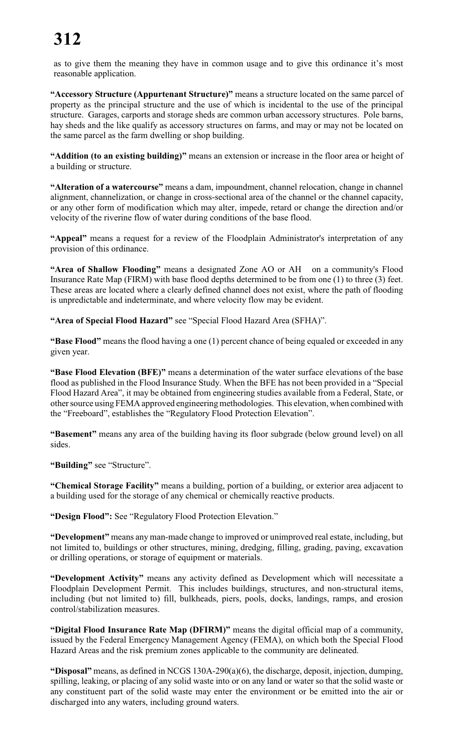as to give them the meaning they have in common usage and to give this ordinance it's most reasonable application.

**"Accessory Structure (Appurtenant Structure)"** means a structure located on the same parcel of property as the principal structure and the use of which is incidental to the use of the principal structure. Garages, carports and storage sheds are common urban accessory structures. Pole barns, hay sheds and the like qualify as accessory structures on farms, and may or may not be located on the same parcel as the farm dwelling or shop building.

**"Addition (to an existing building)"** means an extension or increase in the floor area or height of a building or structure.

**"Alteration of a watercourse"** means a dam, impoundment, channel relocation, change in channel alignment, channelization, or change in cross-sectional area of the channel or the channel capacity, or any other form of modification which may alter, impede, retard or change the direction and/or velocity of the riverine flow of water during conditions of the base flood.

**"Appeal"** means a request for a review of the Floodplain Administrator's interpretation of any provision of this ordinance.

**"Area of Shallow Flooding"** means a designated Zone AO or AH on a community's Flood Insurance Rate Map (FIRM) with base flood depths determined to be from one (1) to three (3) feet. These areas are located where a clearly defined channel does not exist, where the path of flooding is unpredictable and indeterminate, and where velocity flow may be evident.

**"Area of Special Flood Hazard"** see "Special Flood Hazard Area (SFHA)".

**"Base Flood"** means the flood having a one (1) percent chance of being equaled or exceeded in any given year.

**"Base Flood Elevation (BFE)"** means a determination of the water surface elevations of the base flood as published in the Flood Insurance Study. When the BFE has not been provided in a "Special Flood Hazard Area", it may be obtained from engineering studies available from a Federal, State, or other source using FEMA approved engineering methodologies. This elevation, when combined with the "Freeboard", establishes the "Regulatory Flood Protection Elevation".

**"Basement"** means any area of the building having its floor subgrade (below ground level) on all sides.

**"Building"** see "Structure".

**"Chemical Storage Facility"** means a building, portion of a building, or exterior area adjacent to a building used for the storage of any chemical or chemically reactive products.

**"Design Flood":** See "Regulatory Flood Protection Elevation."

**"Development"** means any man-made change to improved or unimproved real estate, including, but not limited to, buildings or other structures, mining, dredging, filling, grading, paving, excavation or drilling operations, or storage of equipment or materials.

**"Development Activity"** means any activity defined as Development which will necessitate a Floodplain Development Permit. This includes buildings, structures, and non-structural items, including (but not limited to) fill, bulkheads, piers, pools, docks, landings, ramps, and erosion control/stabilization measures.

**"Digital Flood Insurance Rate Map (DFIRM)"** means the digital official map of a community, issued by the Federal Emergency Management Agency (FEMA), on which both the Special Flood Hazard Areas and the risk premium zones applicable to the community are delineated.

**"Disposal"** means, as defined in NCGS 130A-290(a)(6), the discharge, deposit, injection, dumping, spilling, leaking, or placing of any solid waste into or on any land or water so that the solid waste or any constituent part of the solid waste may enter the environment or be emitted into the air or discharged into any waters, including ground waters.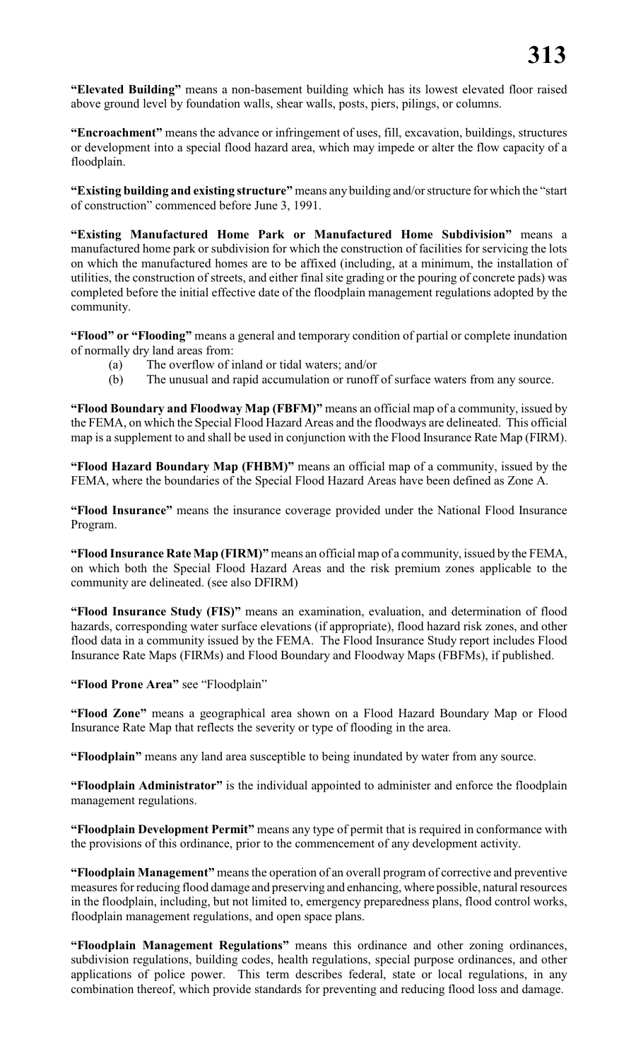**"Elevated Building"** means a non-basement building which has its lowest elevated floor raised above ground level by foundation walls, shear walls, posts, piers, pilings, or columns.

**"Encroachment"** means the advance or infringement of uses, fill, excavation, buildings, structures or development into a special flood hazard area, which may impede or alter the flow capacity of a floodplain.

**"Existing building and existing structure"** means any building and/or structure for which the "start of construction" commenced before June 3, 1991.

**"Existing Manufactured Home Park or Manufactured Home Subdivision"** means a manufactured home park or subdivision for which the construction of facilities for servicing the lots on which the manufactured homes are to be affixed (including, at a minimum, the installation of utilities, the construction of streets, and either final site grading or the pouring of concrete pads) was completed before the initial effective date of the floodplain management regulations adopted by the community.

**"Flood" or "Flooding"** means a general and temporary condition of partial or complete inundation of normally dry land areas from:

- (a) The overflow of inland or tidal waters; and/or
- (b) The unusual and rapid accumulation or runoff of surface waters from any source.

**"Flood Boundary and Floodway Map (FBFM)"** means an official map of a community, issued by the FEMA, on which the Special Flood Hazard Areas and the floodways are delineated. This official map is a supplement to and shall be used in conjunction with the Flood Insurance Rate Map (FIRM).

**"Flood Hazard Boundary Map (FHBM)"** means an official map of a community, issued by the FEMA, where the boundaries of the Special Flood Hazard Areas have been defined as Zone A.

**"Flood Insurance"** means the insurance coverage provided under the National Flood Insurance Program.

**"Flood Insurance Rate Map (FIRM)"** means an official map of a community, issued by the FEMA, on which both the Special Flood Hazard Areas and the risk premium zones applicable to the community are delineated. (see also DFIRM)

**"Flood Insurance Study (FIS)"** means an examination, evaluation, and determination of flood hazards, corresponding water surface elevations (if appropriate), flood hazard risk zones, and other flood data in a community issued by the FEMA. The Flood Insurance Study report includes Flood Insurance Rate Maps (FIRMs) and Flood Boundary and Floodway Maps (FBFMs), if published.

**"Flood Prone Area"** see "Floodplain"

**"Flood Zone"** means a geographical area shown on a Flood Hazard Boundary Map or Flood Insurance Rate Map that reflects the severity or type of flooding in the area.

**"Floodplain"** means any land area susceptible to being inundated by water from any source.

**"Floodplain Administrator"** is the individual appointed to administer and enforce the floodplain management regulations.

**"Floodplain Development Permit"** means any type of permit that is required in conformance with the provisions of this ordinance, prior to the commencement of any development activity.

**"Floodplain Management"** means the operation of an overall program of corrective and preventive measures for reducing flood damage and preserving and enhancing, where possible, natural resources in the floodplain, including, but not limited to, emergency preparedness plans, flood control works, floodplain management regulations, and open space plans.

**"Floodplain Management Regulations"** means this ordinance and other zoning ordinances, subdivision regulations, building codes, health regulations, special purpose ordinances, and other applications of police power. This term describes federal, state or local regulations, in any combination thereof, which provide standards for preventing and reducing flood loss and damage.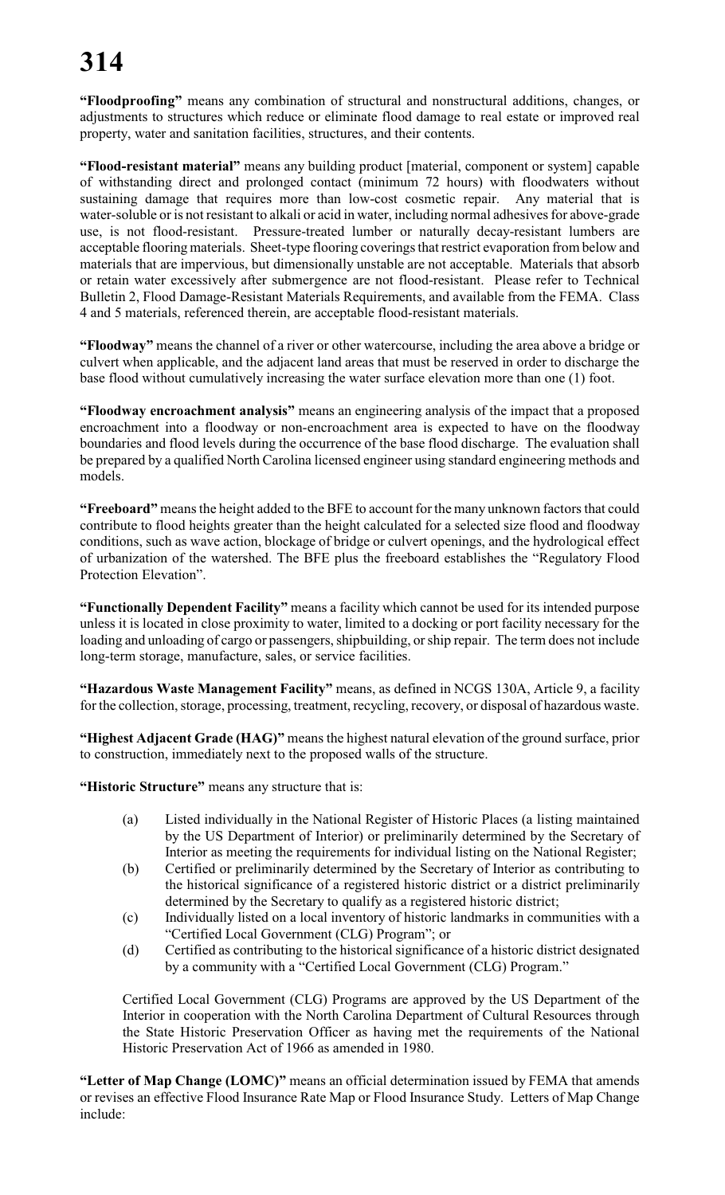**"Floodproofing"** means any combination of structural and nonstructural additions, changes, or adjustments to structures which reduce or eliminate flood damage to real estate or improved real property, water and sanitation facilities, structures, and their contents.

**"Flood-resistant material"** means any building product [material, component or system] capable of withstanding direct and prolonged contact (minimum 72 hours) with floodwaters without sustaining damage that requires more than low-cost cosmetic repair. Any material that is water-soluble or is not resistant to alkali or acid in water, including normal adhesives for above-grade use, is not flood-resistant. Pressure-treated lumber or naturally decay-resistant lumbers are acceptable flooring materials. Sheet-type flooring coverings that restrict evaporation from below and materials that are impervious, but dimensionally unstable are not acceptable. Materials that absorb or retain water excessively after submergence are not flood-resistant. Please refer to Technical Bulletin 2, Flood Damage-Resistant Materials Requirements, and available from the FEMA. Class 4 and 5 materials, referenced therein, are acceptable flood-resistant materials.

**"Floodway"** means the channel of a river or other watercourse, including the area above a bridge or culvert when applicable, and the adjacent land areas that must be reserved in order to discharge the base flood without cumulatively increasing the water surface elevation more than one (1) foot.

**"Floodway encroachment analysis"** means an engineering analysis of the impact that a proposed encroachment into a floodway or non-encroachment area is expected to have on the floodway boundaries and flood levels during the occurrence of the base flood discharge. The evaluation shall be prepared by a qualified North Carolina licensed engineer using standard engineering methods and models.

**"Freeboard"** means the height added to the BFE to account for the many unknown factors that could contribute to flood heights greater than the height calculated for a selected size flood and floodway conditions, such as wave action, blockage of bridge or culvert openings, and the hydrological effect of urbanization of the watershed. The BFE plus the freeboard establishes the "Regulatory Flood Protection Elevation".

**"Functionally Dependent Facility"** means a facility which cannot be used for its intended purpose unless it is located in close proximity to water, limited to a docking or port facility necessary for the loading and unloading of cargo or passengers, shipbuilding, or ship repair. The term does not include long-term storage, manufacture, sales, or service facilities.

**"Hazardous Waste Management Facility"** means, as defined in NCGS 130A, Article 9, a facility for the collection, storage, processing, treatment, recycling, recovery, or disposal of hazardous waste.

**"Highest Adjacent Grade (HAG)"** means the highest natural elevation of the ground surface, prior to construction, immediately next to the proposed walls of the structure.

**"Historic Structure"** means any structure that is:

(a) Listed individually in the National Register of Historic Places (a listing maintained by the US Department of Interior) or preliminarily determined by the Secretary of Interior as meeting the requirements for individual listing on the National Register;

(b) Certified or preliminarily determined by the Secretary of Interior as contributing to the historical significance of a registered historic district or a district preliminarily determined by the Secretary to qualify as a registered historic district;

(c) Individually listed on a local inventory of historic landmarks in communities with a "Certified Local Government (CLG) Program"; or

(d) Certified as contributing to the historical significance of a historic district designated by a community with a "Certified Local Government (CLG) Program."

Certified Local Government (CLG) Programs are approved by the US Department of the Interior in cooperation with the North Carolina Department of Cultural Resources through the State Historic Preservation Officer as having met the requirements of the National Historic Preservation Act of 1966 as amended in 1980.

**"Letter of Map Change (LOMC)"** means an official determination issued by FEMA that amends or revises an effective Flood Insurance Rate Map or Flood Insurance Study. Letters of Map Change include: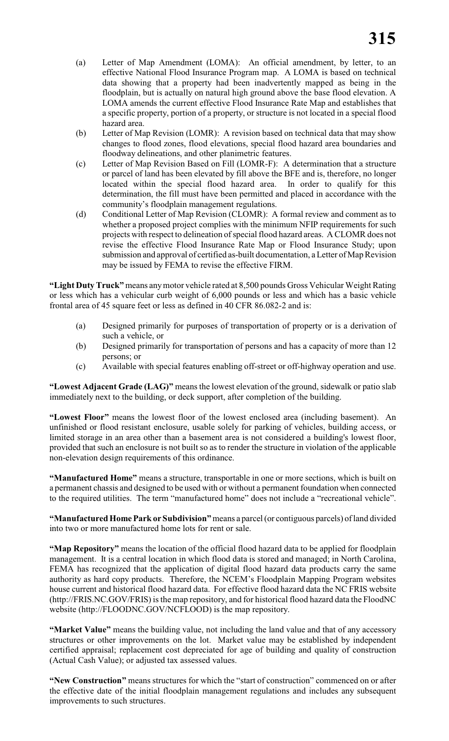(a) Letter of Map Amendment (LOMA): An official amendment, by letter, to an effective National Flood Insurance Program map. A LOMA is based on technical data showing that a property had been inadvertently mapped as being in the floodplain, but is actually on natural high ground above the base flood elevation. A LOMA amends the current effective Flood Insurance Rate Map and establishes that a specific property, portion of a property, or structure is not located in a special flood hazard area.

(b) Letter of Map Revision (LOMR): A revision based on technical data that may show changes to flood zones, flood elevations, special flood hazard area boundaries and floodway delineations, and other planimetric features.

(c) Letter of Map Revision Based on Fill (LOMR-F): A determination that a structure or parcel of land has been elevated by fill above the BFE and is, therefore, no longer located within the special flood hazard area. In order to qualify for this determination, the fill must have been permitted and placed in accordance with the community's floodplain management regulations.

(d) Conditional Letter of Map Revision (CLOMR): A formal review and comment as to whether a proposed project complies with the minimum NFIP requirements for such projects with respect to delineation of special flood hazard areas. A CLOMR does not revise the effective Flood Insurance Rate Map or Flood Insurance Study; upon submission and approval of certified as-built documentation, a Letter of Map Revision may be issued by FEMA to revise the effective FIRM.

**"Light Duty Truck"** means any motor vehicle rated at 8,500 pounds Gross Vehicular Weight Rating or less which has a vehicular curb weight of 6,000 pounds or less and which has a basic vehicle frontal area of 45 square feet or less as defined in 40 CFR 86.082-2 and is:

(a) Designed primarily for purposes of transportation of property or is a derivation of such a vehicle, or

(b) Designed primarily for transportation of persons and has a capacity of more than 12 persons; or

(c) Available with special features enabling off-street or off-highway operation and use.

**"Lowest Adjacent Grade (LAG)"** means the lowest elevation of the ground, sidewalk or patio slab immediately next to the building, or deck support, after completion of the building.

**"Lowest Floor"** means the lowest floor of the lowest enclosed area (including basement). An unfinished or flood resistant enclosure, usable solely for parking of vehicles, building access, or limited storage in an area other than a basement area is not considered a building's lowest floor, provided that such an enclosure is not built so as to render the structure in violation of the applicable non-elevation design requirements of this ordinance.

**"Manufactured Home"** means a structure, transportable in one or more sections, which is built on a permanent chassis and designed to be used with or without a permanent foundation when connected to the required utilities. The term "manufactured home" does not include a "recreational vehicle".

**"Manufactured Home Park or Subdivision"** means a parcel (or contiguous parcels) of land divided into two or more manufactured home lots for rent or sale.

**"Map Repository"** means the location of the official flood hazard data to be applied for floodplain management. It is a central location in which flood data is stored and managed; in North Carolina, FEMA has recognized that the application of digital flood hazard data products carry the same authority as hard copy products. Therefore, the NCEM's Floodplain Mapping Program websites house current and historical flood hazard data. For effective flood hazard data the NC FRIS website (http://FRIS.NC.GOV/FRIS) is the map repository, and for historical flood hazard data the FloodNC website (http://FLOODNC.GOV/NCFLOOD) is the map repository.

**"Market Value"** means the building value, not including the land value and that of any accessory structures or other improvements on the lot. Market value may be established by independent certified appraisal; replacement cost depreciated for age of building and quality of construction (Actual Cash Value); or adjusted tax assessed values.

**"New Construction"** means structures for which the "start of construction" commenced on or after the effective date of the initial floodplain management regulations and includes any subsequent improvements to such structures.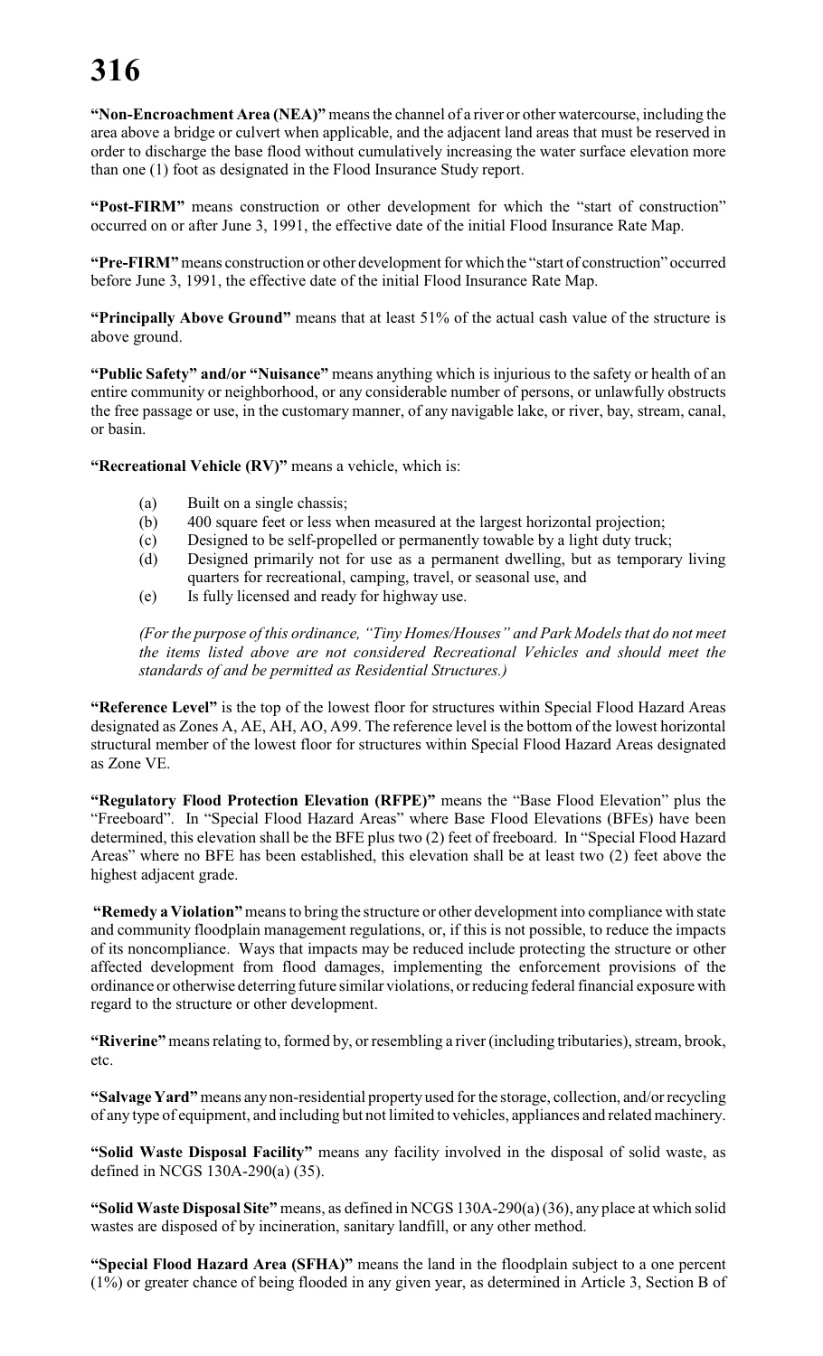**"Non-Encroachment Area (NEA)"** means the channel of a river or other watercourse, including the area above a bridge or culvert when applicable, and the adjacent land areas that must be reserved in order to discharge the base flood without cumulatively increasing the water surface elevation more than one (1) foot as designated in the Flood Insurance Study report.

**"Post-FIRM"** means construction or other development for which the "start of construction" occurred on or after June 3, 1991, the effective date of the initial Flood Insurance Rate Map.

**"Pre-FIRM"** means construction or other development for which the "start of construction" occurred before June 3, 1991, the effective date of the initial Flood Insurance Rate Map.

**"Principally Above Ground"** means that at least 51% of the actual cash value of the structure is above ground.

**"Public Safety" and/or "Nuisance"** means anything which is injurious to the safety or health of an entire community or neighborhood, or any considerable number of persons, or unlawfully obstructs the free passage or use, in the customary manner, of any navigable lake, or river, bay, stream, canal, or basin.

**"Recreational Vehicle (RV)"** means a vehicle, which is:

- (a) Built on a single chassis;
- (b) 400 square feet or less when measured at the largest horizontal projection;
- (c) Designed to be self-propelled or permanently towable by a light duty truck;
- (d) Designed primarily not for use as a permanent dwelling, but as temporary living quarters for recreational, camping, travel, or seasonal use, and
- (e) Is fully licensed and ready for highway use.

*(For the purpose of this ordinance, "Tiny Homes/Houses" and Park Models that do not meet the items listed above are not considered Recreational Vehicles and should meet the standards of and be permitted as Residential Structures.)*

**"Reference Level"** is the top of the lowest floor for structures within Special Flood Hazard Areas designated as Zones A, AE, AH, AO, A99. The reference level is the bottom of the lowest horizontal structural member of the lowest floor for structures within Special Flood Hazard Areas designated as Zone VE.

**"Regulatory Flood Protection Elevation (RFPE)"** means the "Base Flood Elevation" plus the "Freeboard". In "Special Flood Hazard Areas" where Base Flood Elevations (BFEs) have been determined, this elevation shall be the BFE plus two (2) feet of freeboard. In "Special Flood Hazard Areas" where no BFE has been established, this elevation shall be at least two (2) feet above the highest adjacent grade.

**"Remedy a Violation"** means to bring the structure or other development into compliance with state and community floodplain management regulations, or, if this is not possible, to reduce the impacts of its noncompliance. Ways that impacts may be reduced include protecting the structure or other affected development from flood damages, implementing the enforcement provisions of the ordinance or otherwise deterring future similar violations, or reducing federal financial exposure with regard to the structure or other development.

**"Riverine"** means relating to, formed by, or resembling a river (including tributaries), stream, brook, etc.

**"Salvage Yard"** means any non-residential property used for the storage, collection, and/or recycling of any type of equipment, and including but not limited to vehicles, appliances and related machinery.

**"Solid Waste Disposal Facility"** means any facility involved in the disposal of solid waste, as defined in NCGS 130A-290(a) (35).

**"Solid Waste Disposal Site"** means, as defined in NCGS 130A-290(a) (36), any place at which solid wastes are disposed of by incineration, sanitary landfill, or any other method.

**"Special Flood Hazard Area (SFHA)"** means the land in the floodplain subject to a one percent (1%) or greater chance of being flooded in any given year, as determined in Article 3, Section B of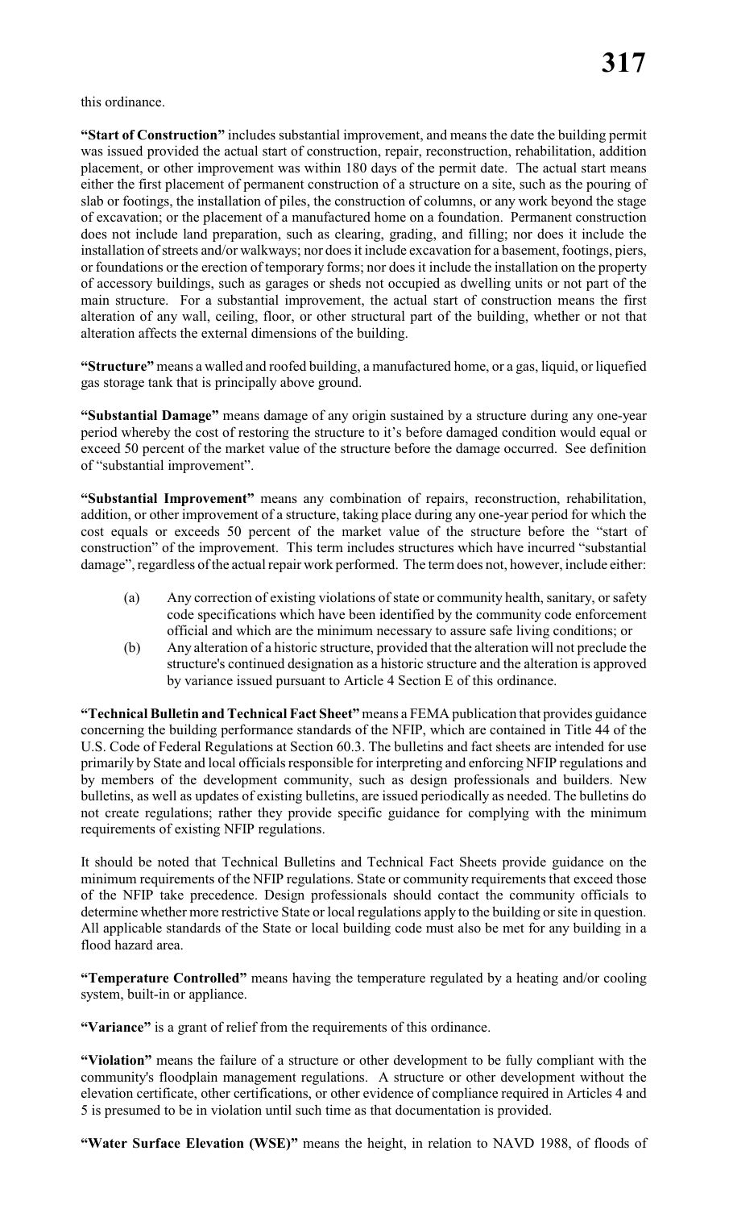this ordinance.

**"Start of Construction"** includes substantial improvement, and means the date the building permit was issued provided the actual start of construction, repair, reconstruction, rehabilitation, addition placement, or other improvement was within 180 days of the permit date. The actual start means either the first placement of permanent construction of a structure on a site, such as the pouring of slab or footings, the installation of piles, the construction of columns, or any work beyond the stage of excavation; or the placement of a manufactured home on a foundation. Permanent construction does not include land preparation, such as clearing, grading, and filling; nor does it include the installation of streets and/or walkways; nor does it include excavation for a basement, footings, piers, or foundations or the erection of temporary forms; nor does it include the installation on the property of accessory buildings, such as garages or sheds not occupied as dwelling units or not part of the main structure. For a substantial improvement, the actual start of construction means the first alteration of any wall, ceiling, floor, or other structural part of the building, whether or not that alteration affects the external dimensions of the building.

**"Structure"** means a walled and roofed building, a manufactured home, or a gas, liquid, or liquefied gas storage tank that is principally above ground.

**"Substantial Damage"** means damage of any origin sustained by a structure during any one-year period whereby the cost of restoring the structure to it's before damaged condition would equal or exceed 50 percent of the market value of the structure before the damage occurred. See definition of "substantial improvement".

**"Substantial Improvement"** means any combination of repairs, reconstruction, rehabilitation, addition, or other improvement of a structure, taking place during any one-year period for which the cost equals or exceeds 50 percent of the market value of the structure before the "start of construction" of the improvement. This term includes structures which have incurred "substantial damage", regardless of the actual repair work performed. The term does not, however, include either:

(a) Any correction of existing violations of state or community health, sanitary, or safety code specifications which have been identified by the community code enforcement official and which are the minimum necessary to assure safe living conditions; or

(b) Any alteration of a historic structure, provided that the alteration will not preclude the structure's continued designation as a historic structure and the alteration is approved by variance issued pursuant to Article 4 Section E of this ordinance.

**"Technical Bulletin and Technical Fact Sheet"** means a FEMA publication that provides guidance concerning the building performance standards of the NFIP, which are contained in Title 44 of the U.S. Code of Federal Regulations at Section 60.3. The bulletins and fact sheets are intended for use primarily by State and local officials responsible for interpreting and enforcing NFIP regulations and by members of the development community, such as design professionals and builders. New bulletins, as well as updates of existing bulletins, are issued periodically as needed. The bulletins do not create regulations; rather they provide specific guidance for complying with the minimum requirements of existing NFIP regulations.

It should be noted that Technical Bulletins and Technical Fact Sheets provide guidance on the minimum requirements of the NFIP regulations. State or community requirements that exceed those of the NFIP take precedence. Design professionals should contact the community officials to determine whether more restrictive State or local regulations apply to the building or site in question. All applicable standards of the State or local building code must also be met for any building in a flood hazard area.

**"Temperature Controlled"** means having the temperature regulated by a heating and/or cooling system, built-in or appliance.

**"Variance"** is a grant of relief from the requirements of this ordinance.

**"Violation"** means the failure of a structure or other development to be fully compliant with the community's floodplain management regulations. A structure or other development without the elevation certificate, other certifications, or other evidence of compliance required in Articles 4 and 5 is presumed to be in violation until such time as that documentation is provided.

**"Water Surface Elevation (WSE)"** means the height, in relation to NAVD 1988, of floods of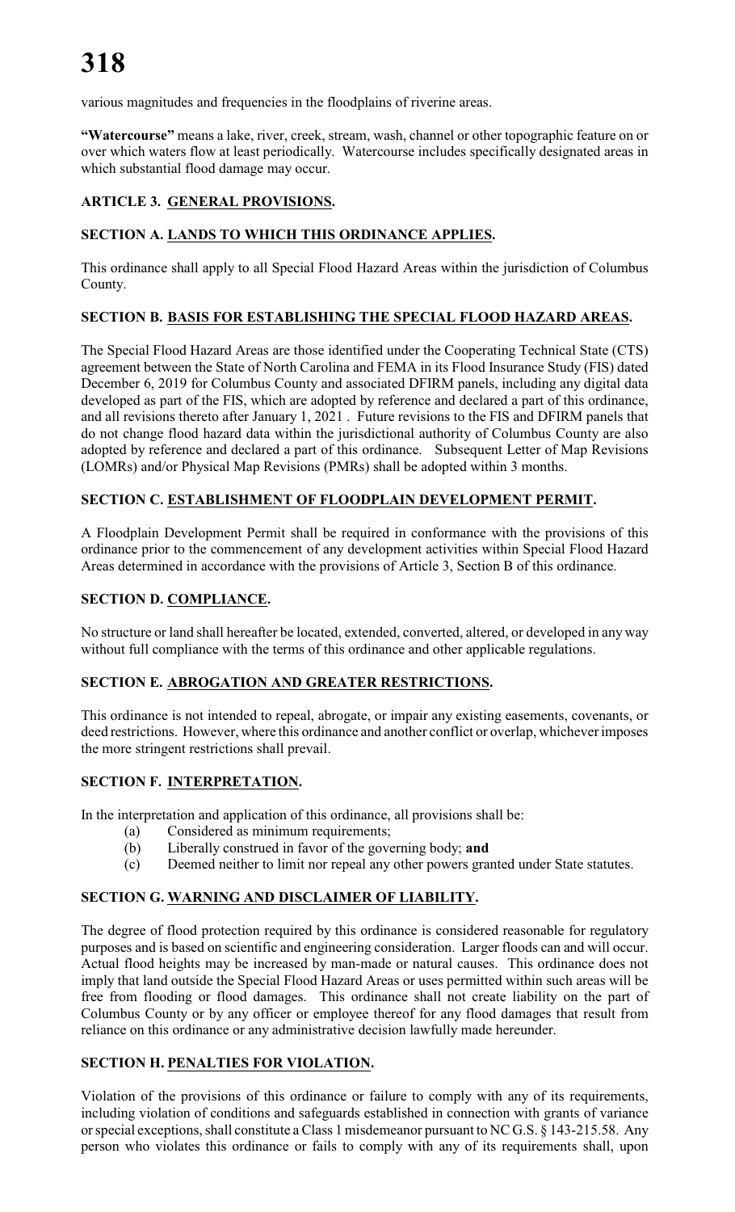various magnitudes and frequencies in the floodplains of riverine areas.

**"Watercourse"** means a lake, river, creek, stream, wash, channel or other topographic feature on or over which waters flow at least periodically. Watercourse includes specifically designated areas in which substantial flood damage may occur.

## ARTICLE 3. GENERAL PROVISIONS.

### SECTION A. LANDS TO WHICH THIS ORDINANCE APPLIES.

This ordinance shall apply to all Special Flood Hazard Areas within the jurisdiction of Columbus County.

### SECTION B. BASIS FOR ESTABLISHING THE SPECIAL FLOOD HAZARD AREAS.

The Special Flood Hazard Areas are those identified under the Cooperating Technical State (CTS) agreement between the State of North Carolina and FEMA in its Flood Insurance Study (FIS) dated December 6, 2019 for Columbus County and associated DFIRM panels, including any digital data developed as part of the FIS, which are adopted by reference and declared a part of this ordinance, and all revisions thereto after January 1, 2021 . Future revisions to the FIS and DFIRM panels that do not change flood hazard data within the jurisdictional authority of Columbus County are also adopted by reference and declared a part of this ordinance. Subsequent Letter of Map Revisions (LOMRs) and/or Physical Map Revisions (PMRs) shall be adopted within 3 months.

### SECTION C. ESTABLISHMENT OF FLOODPLAIN DEVELOPMENT PERMIT.

A Floodplain Development Permit shall be required in conformance with the provisions of this ordinance prior to the commencement of any development activities within Special Flood Hazard Areas determined in accordance with the provisions of Article 3, Section B of this ordinance.

### SECTION D. COMPLIANCE.

No structure or land shall hereafter be located, extended, converted, altered, or developed in any way without full compliance with the terms of this ordinance and other applicable regulations.

### SECTION E. ABROGATION AND GREATER RESTRICTIONS.

This ordinance is not intended to repeal, abrogate, or impair any existing easements, covenants, or deed restrictions. However, where this ordinance and another conflict or overlap, whichever imposes the more stringent restrictions shall prevail.

### SECTION F. INTERPRETATION.

In the interpretation and application of this ordinance, all provisions shall be:

(a) Considered as minimum requirements;
(b) Liberally construed in favor of the governing body; **and**
(c) Deemed neither to limit nor repeal any other powers granted under State statutes.

### SECTION G. WARNING AND DISCLAIMER OF LIABILITY.

The degree of flood protection required by this ordinance is considered reasonable for regulatory purposes and is based on scientific and engineering consideration. Larger floods can and will occur. Actual flood heights may be increased by man-made or natural causes. This ordinance does not imply that land outside the Special Flood Hazard Areas or uses permitted within such areas will be free from flooding or flood damages. This ordinance shall not create liability on the part of Columbus County or by any officer or employee thereof for any flood damages that result from reliance on this ordinance or any administrative decision lawfully made hereunder.

### SECTION H. PENALTIES FOR VIOLATION.

Violation of the provisions of this ordinance or failure to comply with any of its requirements, including violation of conditions and safeguards established in connection with grants of variance or special exceptions, shall constitute a Class 1 misdemeanor pursuant to NC G.S. § 143-215.58. Any person who violates this ordinance or fails to comply with any of its requirements shall, upon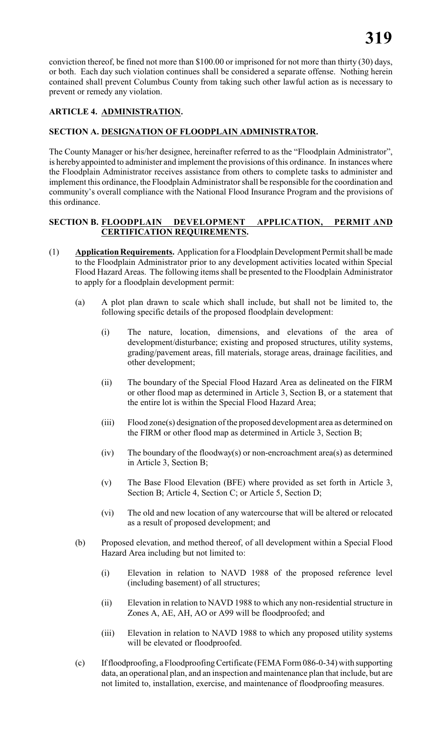conviction thereof, be fined not more than $100.00 or imprisoned for not more than thirty (30) days, or both. Each day such violation continues shall be considered a separate offense. Nothing herein contained shall prevent Columbus County from taking such other lawful action as is necessary to prevent or remedy any violation.

## ARTICLE 4. ADMINISTRATION.

### SECTION A. DESIGNATION OF FLOODPLAIN ADMINISTRATOR.

The County Manager or his/her designee, hereinafter referred to as the "Floodplain Administrator", is hereby appointed to administer and implement the provisions of this ordinance. In instances where the Floodplain Administrator receives assistance from others to complete tasks to administer and implement this ordinance, the Floodplain Administrator shall be responsible for the coordination and community's overall compliance with the National Flood Insurance Program and the provisions of this ordinance.

### SECTION B. FLOODPLAIN DEVELOPMENT APPLICATION, PERMIT AND CERTIFICATION REQUIREMENTS.

(1) **Application Requirements.** Application for a Floodplain Development Permit shall be made to the Floodplain Administrator prior to any development activities located within Special Flood Hazard Areas. The following items shall be presented to the Floodplain Administrator to apply for a floodplain development permit:

   (a) A plot plan drawn to scale which shall include, but shall not be limited to, the following specific details of the proposed floodplain development:

      (i) The nature, location, dimensions, and elevations of the area of development/disturbance; existing and proposed structures, utility systems, grading/pavement areas, fill materials, storage areas, drainage facilities, and other development;

      (ii) The boundary of the Special Flood Hazard Area as delineated on the FIRM or other flood map as determined in Article 3, Section B, or a statement that the entire lot is within the Special Flood Hazard Area;

      (iii) Flood zone(s) designation of the proposed development area as determined on the FIRM or other flood map as determined in Article 3, Section B;

      (iv) The boundary of the floodway(s) or non-encroachment area(s) as determined in Article 3, Section B;

      (v) The Base Flood Elevation (BFE) where provided as set forth in Article 3, Section B; Article 4, Section C; or Article 5, Section D;

      (vi) The old and new location of any watercourse that will be altered or relocated as a result of proposed development; and

   (b) Proposed elevation, and method thereof, of all development within a Special Flood Hazard Area including but not limited to:

      (i) Elevation in relation to NAVD 1988 of the proposed reference level (including basement) of all structures;

      (ii) Elevation in relation to NAVD 1988 to which any non-residential structure in Zones A, AE, AH, AO or A99 will be floodproofed; and

      (iii) Elevation in relation to NAVD 1988 to which any proposed utility systems will be elevated or floodproofed.

   (c) If floodproofing, a Floodproofing Certificate (FEMA Form 086-0-34) with supporting data, an operational plan, and an inspection and maintenance plan that include, but are not limited to, installation, exercise, and maintenance of floodproofing measures.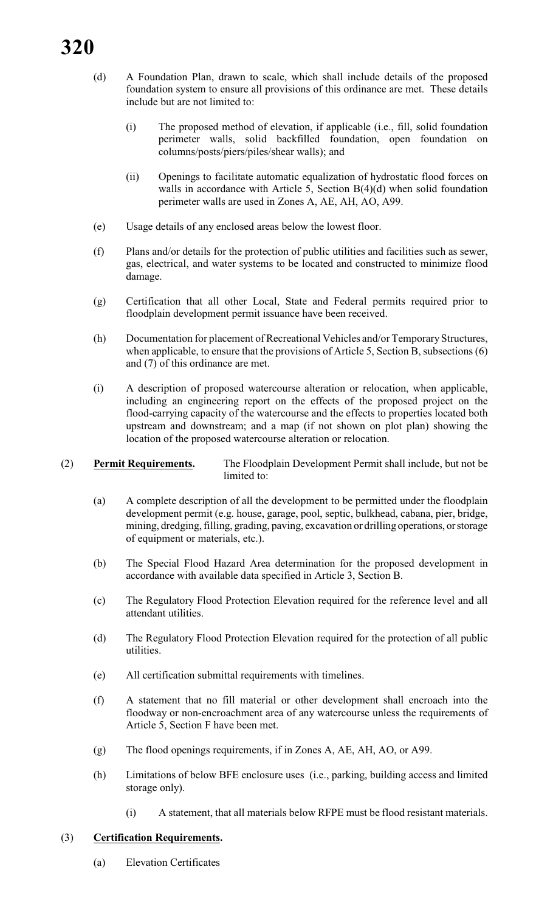(d) A Foundation Plan, drawn to scale, which shall include details of the proposed foundation system to ensure all provisions of this ordinance are met. These details include but are not limited to:

(i) The proposed method of elevation, if applicable (i.e., fill, solid foundation perimeter walls, solid backfilled foundation, open foundation on columns/posts/piers/piles/shear walls); and

(ii) Openings to facilitate automatic equalization of hydrostatic flood forces on walls in accordance with Article 5, Section B(4)(d) when solid foundation perimeter walls are used in Zones A, AE, AH, AO, A99.

(e) Usage details of any enclosed areas below the lowest floor.

(f) Plans and/or details for the protection of public utilities and facilities such as sewer, gas, electrical, and water systems to be located and constructed to minimize flood damage.

(g) Certification that all other Local, State and Federal permits required prior to floodplain development permit issuance have been received.

(h) Documentation for placement of Recreational Vehicles and/or Temporary Structures, when applicable, to ensure that the provisions of Article 5, Section B, subsections (6) and (7) of this ordinance are met.

(i) A description of proposed watercourse alteration or relocation, when applicable, including an engineering report on the effects of the proposed project on the flood-carrying capacity of the watercourse and the effects to properties located both upstream and downstream; and a map (if not shown on plot plan) showing the location of the proposed watercourse alteration or relocation.

(2) **Permit Requirements.** The Floodplain Development Permit shall include, but not be limited to:

(a) A complete description of all the development to be permitted under the floodplain development permit (e.g. house, garage, pool, septic, bulkhead, cabana, pier, bridge, mining, dredging, filling, grading, paving, excavation or drilling operations, or storage of equipment or materials, etc.).

(b) The Special Flood Hazard Area determination for the proposed development in accordance with available data specified in Article 3, Section B.

(c) The Regulatory Flood Protection Elevation required for the reference level and all attendant utilities.

(d) The Regulatory Flood Protection Elevation required for the protection of all public utilities.

(e) All certification submittal requirements with timelines.

(f) A statement that no fill material or other development shall encroach into the floodway or non-encroachment area of any watercourse unless the requirements of Article 5, Section F have been met.

(g) The flood openings requirements, if in Zones A, AE, AH, AO, or A99.

(h) Limitations of below BFE enclosure uses (i.e., parking, building access and limited storage only).

(i) A statement, that all materials below RFPE must be flood resistant materials.

(3) **Certification Requirements.**

(a) Elevation Certificates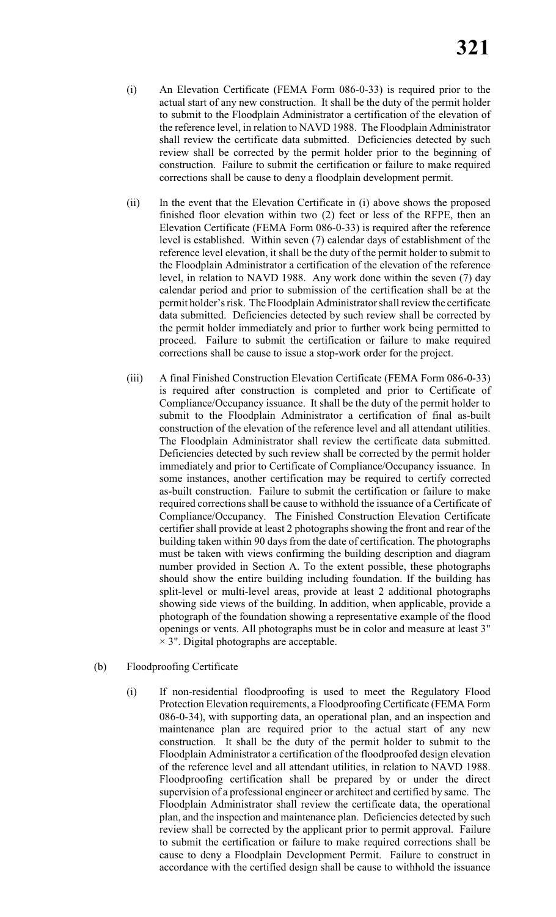(i) An Elevation Certificate (FEMA Form 086-0-33) is required prior to the actual start of any new construction. It shall be the duty of the permit holder to submit to the Floodplain Administrator a certification of the elevation of the reference level, in relation to NAVD 1988. The Floodplain Administrator shall review the certificate data submitted. Deficiencies detected by such review shall be corrected by the permit holder prior to the beginning of construction. Failure to submit the certification or failure to make required corrections shall be cause to deny a floodplain development permit.

(ii) In the event that the Elevation Certificate in (i) above shows the proposed finished floor elevation within two (2) feet or less of the RFPE, then an Elevation Certificate (FEMA Form 086-0-33) is required after the reference level is established. Within seven (7) calendar days of establishment of the reference level elevation, it shall be the duty of the permit holder to submit to the Floodplain Administrator a certification of the elevation of the reference level, in relation to NAVD 1988. Any work done within the seven (7) day calendar period and prior to submission of the certification shall be at the permit holder's risk. The Floodplain Administrator shall review the certificate data submitted. Deficiencies detected by such review shall be corrected by the permit holder immediately and prior to further work being permitted to proceed. Failure to submit the certification or failure to make required corrections shall be cause to issue a stop-work order for the project.

(iii) A final Finished Construction Elevation Certificate (FEMA Form 086-0-33) is required after construction is completed and prior to Certificate of Compliance/Occupancy issuance. It shall be the duty of the permit holder to submit to the Floodplain Administrator a certification of final as-built construction of the elevation of the reference level and all attendant utilities. The Floodplain Administrator shall review the certificate data submitted. Deficiencies detected by such review shall be corrected by the permit holder immediately and prior to Certificate of Compliance/Occupancy issuance. In some instances, another certification may be required to certify corrected as-built construction. Failure to submit the certification or failure to make required corrections shall be cause to withhold the issuance of a Certificate of Compliance/Occupancy. The Finished Construction Elevation Certificate certifier shall provide at least 2 photographs showing the front and rear of the building taken within 90 days from the date of certification. The photographs must be taken with views confirming the building description and diagram number provided in Section A. To the extent possible, these photographs should show the entire building including foundation. If the building has split-level or multi-level areas, provide at least 2 additional photographs showing side views of the building. In addition, when applicable, provide a photograph of the foundation showing a representative example of the flood openings or vents. All photographs must be in color and measure at least 3" × 3". Digital photographs are acceptable.

(b) Floodproofing Certificate

(i) If non-residential floodproofing is used to meet the Regulatory Flood Protection Elevation requirements, a Floodproofing Certificate (FEMA Form 086-0-34), with supporting data, an operational plan, and an inspection and maintenance plan are required prior to the actual start of any new construction. It shall be the duty of the permit holder to submit to the Floodplain Administrator a certification of the floodproofed design elevation of the reference level and all attendant utilities, in relation to NAVD 1988. Floodproofing certification shall be prepared by or under the direct supervision of a professional engineer or architect and certified by same. The Floodplain Administrator shall review the certificate data, the operational plan, and the inspection and maintenance plan. Deficiencies detected by such review shall be corrected by the applicant prior to permit approval. Failure to submit the certification or failure to make required corrections shall be cause to deny a Floodplain Development Permit. Failure to construct in accordance with the certified design shall be cause to withhold the issuance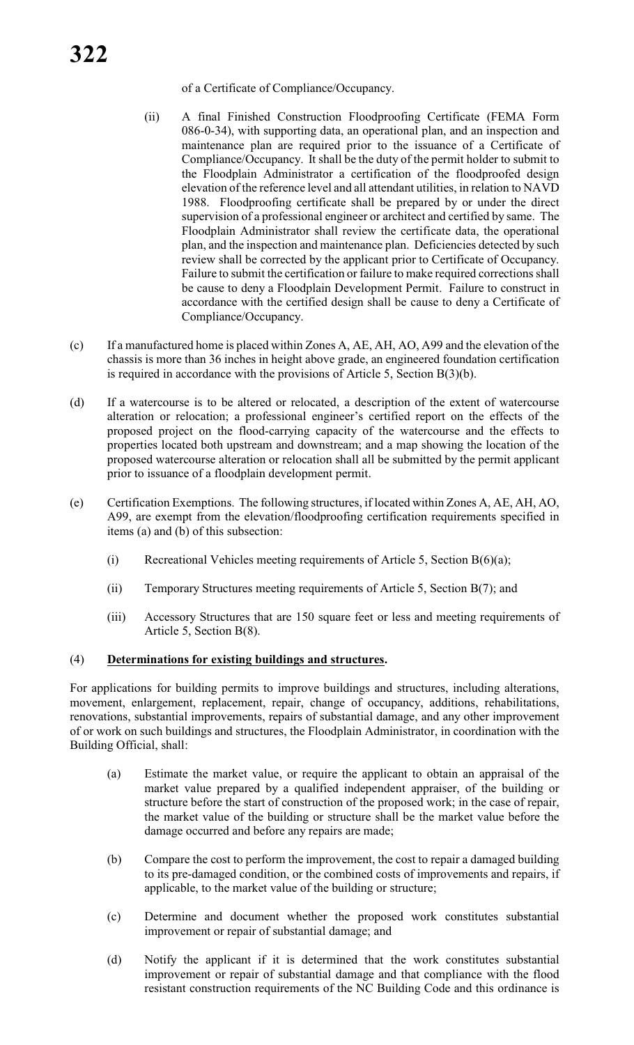of a Certificate of Compliance/Occupancy.

(ii) A final Finished Construction Floodproofing Certificate (FEMA Form 086-0-34), with supporting data, an operational plan, and an inspection and maintenance plan are required prior to the issuance of a Certificate of Compliance/Occupancy. It shall be the duty of the permit holder to submit to the Floodplain Administrator a certification of the floodproofed design elevation of the reference level and all attendant utilities, in relation to NAVD 1988. Floodproofing certificate shall be prepared by or under the direct supervision of a professional engineer or architect and certified by same. The Floodplain Administrator shall review the certificate data, the operational plan, and the inspection and maintenance plan. Deficiencies detected by such review shall be corrected by the applicant prior to Certificate of Occupancy. Failure to submit the certification or failure to make required corrections shall be cause to deny a Floodplain Development Permit. Failure to construct in accordance with the certified design shall be cause to deny a Certificate of Compliance/Occupancy.

(c) If a manufactured home is placed within Zones A, AE, AH, AO, A99 and the elevation of the chassis is more than 36 inches in height above grade, an engineered foundation certification is required in accordance with the provisions of Article 5, Section B(3)(b).

(d) If a watercourse is to be altered or relocated, a description of the extent of watercourse alteration or relocation; a professional engineer's certified report on the effects of the proposed project on the flood-carrying capacity of the watercourse and the effects to properties located both upstream and downstream; and a map showing the location of the proposed watercourse alteration or relocation shall all be submitted by the permit applicant prior to issuance of a floodplain development permit.

(e) Certification Exemptions. The following structures, if located within Zones A, AE, AH, AO, A99, are exempt from the elevation/floodproofing certification requirements specified in items (a) and (b) of this subsection:

(i) Recreational Vehicles meeting requirements of Article 5, Section B(6)(a);

(ii) Temporary Structures meeting requirements of Article 5, Section B(7); and

(iii) Accessory Structures that are 150 square feet or less and meeting requirements of Article 5, Section B(8).

(4) **Determinations for existing buildings and structures.**

For applications for building permits to improve buildings and structures, including alterations, movement, enlargement, replacement, repair, change of occupancy, additions, rehabilitations, renovations, substantial improvements, repairs of substantial damage, and any other improvement of or work on such buildings and structures, the Floodplain Administrator, in coordination with the Building Official, shall:

(a) Estimate the market value, or require the applicant to obtain an appraisal of the market value prepared by a qualified independent appraiser, of the building or structure before the start of construction of the proposed work; in the case of repair, the market value of the building or structure shall be the market value before the damage occurred and before any repairs are made;

(b) Compare the cost to perform the improvement, the cost to repair a damaged building to its pre-damaged condition, or the combined costs of improvements and repairs, if applicable, to the market value of the building or structure;

(c) Determine and document whether the proposed work constitutes substantial improvement or repair of substantial damage; and

(d) Notify the applicant if it is determined that the work constitutes substantial improvement or repair of substantial damage and that compliance with the flood resistant construction requirements of the NC Building Code and this ordinance is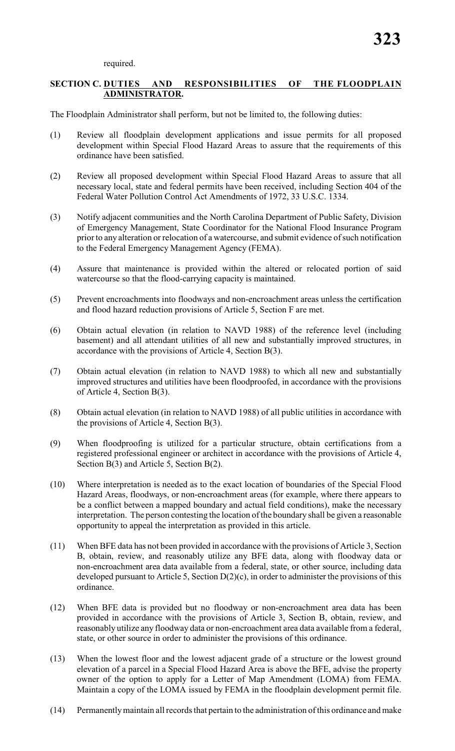required.

**SECTION C. <u>DUTIES AND RESPONSIBILITIES OF THE FLOODPLAIN ADMINISTRATOR</u>.**

The Floodplain Administrator shall perform, but not be limited to, the following duties:

(1) Review all floodplain development applications and issue permits for all proposed development within Special Flood Hazard Areas to assure that the requirements of this ordinance have been satisfied.

(2) Review all proposed development within Special Flood Hazard Areas to assure that all necessary local, state and federal permits have been received, including Section 404 of the Federal Water Pollution Control Act Amendments of 1972, 33 U.S.C. 1334.

(3) Notify adjacent communities and the North Carolina Department of Public Safety, Division of Emergency Management, State Coordinator for the National Flood Insurance Program prior to any alteration or relocation of a watercourse, and submit evidence of such notification to the Federal Emergency Management Agency (FEMA).

(4) Assure that maintenance is provided within the altered or relocated portion of said watercourse so that the flood-carrying capacity is maintained.

(5) Prevent encroachments into floodways and non-encroachment areas unless the certification and flood hazard reduction provisions of Article 5, Section F are met.

(6) Obtain actual elevation (in relation to NAVD 1988) of the reference level (including basement) and all attendant utilities of all new and substantially improved structures, in accordance with the provisions of Article 4, Section B(3).

(7) Obtain actual elevation (in relation to NAVD 1988) to which all new and substantially improved structures and utilities have been floodproofed, in accordance with the provisions of Article 4, Section B(3).

(8) Obtain actual elevation (in relation to NAVD 1988) of all public utilities in accordance with the provisions of Article 4, Section B(3).

(9) When floodproofing is utilized for a particular structure, obtain certifications from a registered professional engineer or architect in accordance with the provisions of Article 4, Section B(3) and Article 5, Section B(2).

(10) Where interpretation is needed as to the exact location of boundaries of the Special Flood Hazard Areas, floodways, or non-encroachment areas (for example, where there appears to be a conflict between a mapped boundary and actual field conditions), make the necessary interpretation. The person contesting the location of the boundary shall be given a reasonable opportunity to appeal the interpretation as provided in this article.

(11) When BFE data has not been provided in accordance with the provisions of Article 3, Section B, obtain, review, and reasonably utilize any BFE data, along with floodway data or non-encroachment area data available from a federal, state, or other source, including data developed pursuant to Article 5, Section D(2)(c), in order to administer the provisions of this ordinance.

(12) When BFE data is provided but no floodway or non-encroachment area data has been provided in accordance with the provisions of Article 3, Section B, obtain, review, and reasonably utilize any floodway data or non-encroachment area data available from a federal, state, or other source in order to administer the provisions of this ordinance.

(13) When the lowest floor and the lowest adjacent grade of a structure or the lowest ground elevation of a parcel in a Special Flood Hazard Area is above the BFE, advise the property owner of the option to apply for a Letter of Map Amendment (LOMA) from FEMA. Maintain a copy of the LOMA issued by FEMA in the floodplain development permit file.

(14) Permanently maintain all records that pertain to the administration of this ordinance and make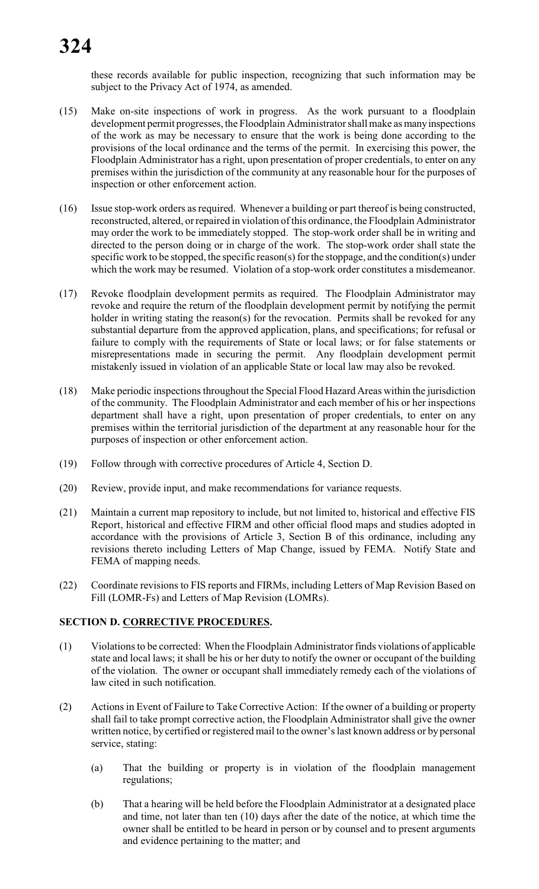these records available for public inspection, recognizing that such information may be subject to the Privacy Act of 1974, as amended.

(15) Make on-site inspections of work in progress. As the work pursuant to a floodplain development permit progresses, the Floodplain Administrator shall make as many inspections of the work as may be necessary to ensure that the work is being done according to the provisions of the local ordinance and the terms of the permit. In exercising this power, the Floodplain Administrator has a right, upon presentation of proper credentials, to enter on any premises within the jurisdiction of the community at any reasonable hour for the purposes of inspection or other enforcement action.

(16) Issue stop-work orders as required. Whenever a building or part thereof is being constructed, reconstructed, altered, or repaired in violation of this ordinance, the Floodplain Administrator may order the work to be immediately stopped. The stop-work order shall be in writing and directed to the person doing or in charge of the work. The stop-work order shall state the specific work to be stopped, the specific reason(s) for the stoppage, and the condition(s) under which the work may be resumed. Violation of a stop-work order constitutes a misdemeanor.

(17) Revoke floodplain development permits as required. The Floodplain Administrator may revoke and require the return of the floodplain development permit by notifying the permit holder in writing stating the reason(s) for the revocation. Permits shall be revoked for any substantial departure from the approved application, plans, and specifications; for refusal or failure to comply with the requirements of State or local laws; or for false statements or misrepresentations made in securing the permit. Any floodplain development permit mistakenly issued in violation of an applicable State or local law may also be revoked.

(18) Make periodic inspections throughout the Special Flood Hazard Areas within the jurisdiction of the community. The Floodplain Administrator and each member of his or her inspections department shall have a right, upon presentation of proper credentials, to enter on any premises within the territorial jurisdiction of the department at any reasonable hour for the purposes of inspection or other enforcement action.

(19) Follow through with corrective procedures of Article 4, Section D.

(20) Review, provide input, and make recommendations for variance requests.

(21) Maintain a current map repository to include, but not limited to, historical and effective FIS Report, historical and effective FIRM and other official flood maps and studies adopted in accordance with the provisions of Article 3, Section B of this ordinance, including any revisions thereto including Letters of Map Change, issued by FEMA. Notify State and FEMA of mapping needs.

(22) Coordinate revisions to FIS reports and FIRMs, including Letters of Map Revision Based on Fill (LOMR-Fs) and Letters of Map Revision (LOMRs).

**SECTION D. CORRECTIVE PROCEDURES.**

(1) Violations to be corrected: When the Floodplain Administrator finds violations of applicable state and local laws; it shall be his or her duty to notify the owner or occupant of the building of the violation. The owner or occupant shall immediately remedy each of the violations of law cited in such notification.

(2) Actions in Event of Failure to Take Corrective Action: If the owner of a building or property shall fail to take prompt corrective action, the Floodplain Administrator shall give the owner written notice, by certified or registered mail to the owner's last known address or by personal service, stating:

(a) That the building or property is in violation of the floodplain management regulations;

(b) That a hearing will be held before the Floodplain Administrator at a designated place and time, not later than ten (10) days after the date of the notice, at which time the owner shall be entitled to be heard in person or by counsel and to present arguments and evidence pertaining to the matter; and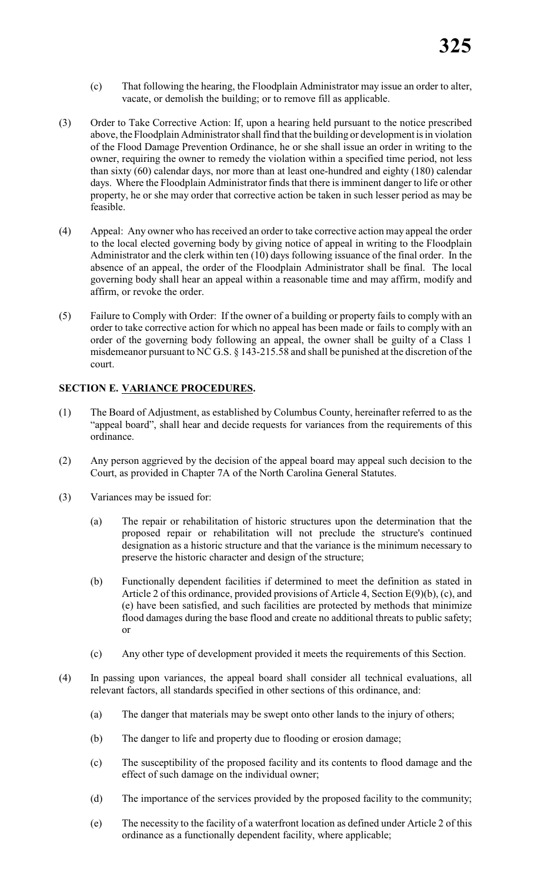(c) That following the hearing, the Floodplain Administrator may issue an order to alter, vacate, or demolish the building; or to remove fill as applicable.

(3) Order to Take Corrective Action: If, upon a hearing held pursuant to the notice prescribed above, the Floodplain Administrator shall find that the building or development is in violation of the Flood Damage Prevention Ordinance, he or she shall issue an order in writing to the owner, requiring the owner to remedy the violation within a specified time period, not less than sixty (60) calendar days, nor more than at least one-hundred and eighty (180) calendar days. Where the Floodplain Administrator finds that there is imminent danger to life or other property, he or she may order that corrective action be taken in such lesser period as may be feasible.

(4) Appeal: Any owner who has received an order to take corrective action may appeal the order to the local elected governing body by giving notice of appeal in writing to the Floodplain Administrator and the clerk within ten (10) days following issuance of the final order. In the absence of an appeal, the order of the Floodplain Administrator shall be final. The local governing body shall hear an appeal within a reasonable time and may affirm, modify and affirm, or revoke the order.

(5) Failure to Comply with Order: If the owner of a building or property fails to comply with an order to take corrective action for which no appeal has been made or fails to comply with an order of the governing body following an appeal, the owner shall be guilty of a Class 1 misdemeanor pursuant to NC G.S. § 143-215.58 and shall be punished at the discretion of the court.

**SECTION E. VARIANCE PROCEDURES.**

(1) The Board of Adjustment, as established by Columbus County, hereinafter referred to as the "appeal board", shall hear and decide requests for variances from the requirements of this ordinance.

(2) Any person aggrieved by the decision of the appeal board may appeal such decision to the Court, as provided in Chapter 7A of the North Carolina General Statutes.

(3) Variances may be issued for:

   (a) The repair or rehabilitation of historic structures upon the determination that the proposed repair or rehabilitation will not preclude the structure's continued designation as a historic structure and that the variance is the minimum necessary to preserve the historic character and design of the structure;

   (b) Functionally dependent facilities if determined to meet the definition as stated in Article 2 of this ordinance, provided provisions of Article 4, Section E(9)(b), (c), and (e) have been satisfied, and such facilities are protected by methods that minimize flood damages during the base flood and create no additional threats to public safety; or

   (c) Any other type of development provided it meets the requirements of this Section.

(4) In passing upon variances, the appeal board shall consider all technical evaluations, all relevant factors, all standards specified in other sections of this ordinance, and:

   (a) The danger that materials may be swept onto other lands to the injury of others;

   (b) The danger to life and property due to flooding or erosion damage;

   (c) The susceptibility of the proposed facility and its contents to flood damage and the effect of such damage on the individual owner;

   (d) The importance of the services provided by the proposed facility to the community;

   (e) The necessity to the facility of a waterfront location as defined under Article 2 of this ordinance as a functionally dependent facility, where applicable;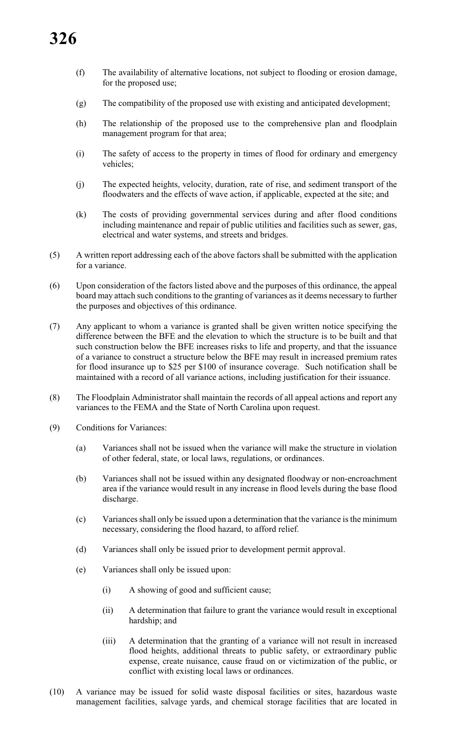(f) The availability of alternative locations, not subject to flooding or erosion damage, for the proposed use;

(g) The compatibility of the proposed use with existing and anticipated development;

(h) The relationship of the proposed use to the comprehensive plan and floodplain management program for that area;

(i) The safety of access to the property in times of flood for ordinary and emergency vehicles;

(j) The expected heights, velocity, duration, rate of rise, and sediment transport of the floodwaters and the effects of wave action, if applicable, expected at the site; and

(k) The costs of providing governmental services during and after flood conditions including maintenance and repair of public utilities and facilities such as sewer, gas, electrical and water systems, and streets and bridges.

(5) A written report addressing each of the above factors shall be submitted with the application for a variance.

(6) Upon consideration of the factors listed above and the purposes of this ordinance, the appeal board may attach such conditions to the granting of variances as it deems necessary to further the purposes and objectives of this ordinance.

(7) Any applicant to whom a variance is granted shall be given written notice specifying the difference between the BFE and the elevation to which the structure is to be built and that such construction below the BFE increases risks to life and property, and that the issuance of a variance to construct a structure below the BFE may result in increased premium rates for flood insurance up to $25 per $100 of insurance coverage. Such notification shall be maintained with a record of all variance actions, including justification for their issuance.

(8) The Floodplain Administrator shall maintain the records of all appeal actions and report any variances to the FEMA and the State of North Carolina upon request.

(9) Conditions for Variances:

(a) Variances shall not be issued when the variance will make the structure in violation of other federal, state, or local laws, regulations, or ordinances.

(b) Variances shall not be issued within any designated floodway or non-encroachment area if the variance would result in any increase in flood levels during the base flood discharge.

(c) Variances shall only be issued upon a determination that the variance is the minimum necessary, considering the flood hazard, to afford relief.

(d) Variances shall only be issued prior to development permit approval.

(e) Variances shall only be issued upon:

(i) A showing of good and sufficient cause;

(ii) A determination that failure to grant the variance would result in exceptional hardship; and

(iii) A determination that the granting of a variance will not result in increased flood heights, additional threats to public safety, or extraordinary public expense, create nuisance, cause fraud on or victimization of the public, or conflict with existing local laws or ordinances.

(10) A variance may be issued for solid waste disposal facilities or sites, hazardous waste management facilities, salvage yards, and chemical storage facilities that are located in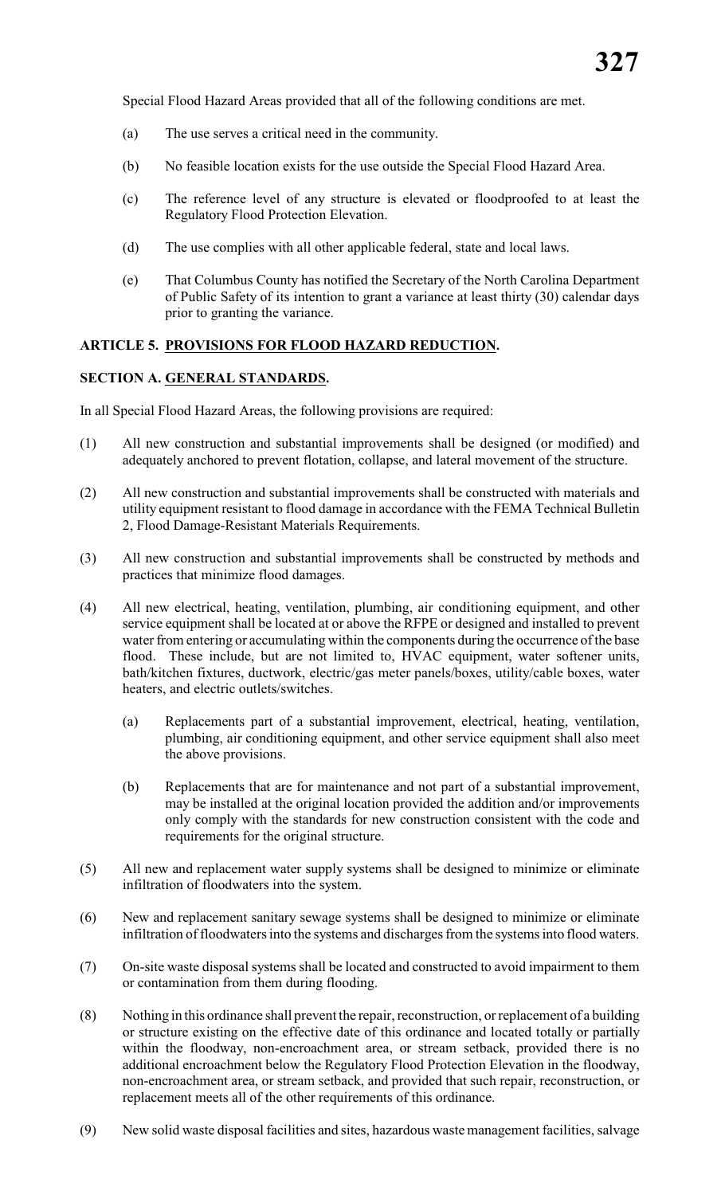Special Flood Hazard Areas provided that all of the following conditions are met.

(a) The use serves a critical need in the community.

(b) No feasible location exists for the use outside the Special Flood Hazard Area.

(c) The reference level of any structure is elevated or floodproofed to at least the Regulatory Flood Protection Elevation.

(d) The use complies with all other applicable federal, state and local laws.

(e) That Columbus County has notified the Secretary of the North Carolina Department of Public Safety of its intention to grant a variance at least thirty (30) calendar days prior to granting the variance.

## ARTICLE 5. PROVISIONS FOR FLOOD HAZARD REDUCTION.

### SECTION A. GENERAL STANDARDS.

In all Special Flood Hazard Areas, the following provisions are required:

(1) All new construction and substantial improvements shall be designed (or modified) and adequately anchored to prevent flotation, collapse, and lateral movement of the structure.

(2) All new construction and substantial improvements shall be constructed with materials and utility equipment resistant to flood damage in accordance with the FEMA Technical Bulletin 2, Flood Damage-Resistant Materials Requirements.

(3) All new construction and substantial improvements shall be constructed by methods and practices that minimize flood damages.

(4) All new electrical, heating, ventilation, plumbing, air conditioning equipment, and other service equipment shall be located at or above the RFPE or designed and installed to prevent water from entering or accumulating within the components during the occurrence of the base flood. These include, but are not limited to, HVAC equipment, water softener units, bath/kitchen fixtures, ductwork, electric/gas meter panels/boxes, utility/cable boxes, water heaters, and electric outlets/switches.

  (a) Replacements part of a substantial improvement, electrical, heating, ventilation, plumbing, air conditioning equipment, and other service equipment shall also meet the above provisions.

  (b) Replacements that are for maintenance and not part of a substantial improvement, may be installed at the original location provided the addition and/or improvements only comply with the standards for new construction consistent with the code and requirements for the original structure.

(5) All new and replacement water supply systems shall be designed to minimize or eliminate infiltration of floodwaters into the system.

(6) New and replacement sanitary sewage systems shall be designed to minimize or eliminate infiltration of floodwaters into the systems and discharges from the systems into flood waters.

(7) On-site waste disposal systems shall be located and constructed to avoid impairment to them or contamination from them during flooding.

(8) Nothing in this ordinance shall prevent the repair, reconstruction, or replacement of a building or structure existing on the effective date of this ordinance and located totally or partially within the floodway, non-encroachment area, or stream setback, provided there is no additional encroachment below the Regulatory Flood Protection Elevation in the floodway, non-encroachment area, or stream setback, and provided that such repair, reconstruction, or replacement meets all of the other requirements of this ordinance.

(9) New solid waste disposal facilities and sites, hazardous waste management facilities, salvage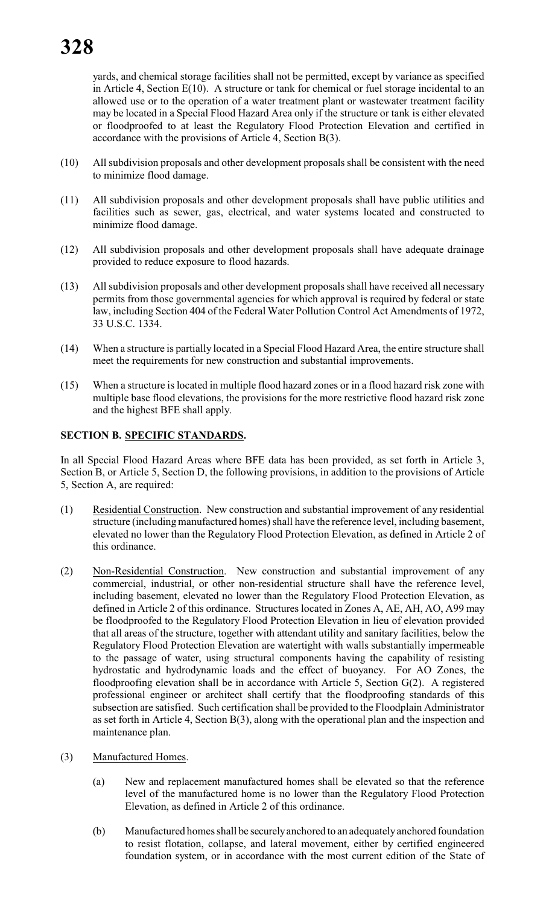yards, and chemical storage facilities shall not be permitted, except by variance as specified in Article 4, Section E(10). A structure or tank for chemical or fuel storage incidental to an allowed use or to the operation of a water treatment plant or wastewater treatment facility may be located in a Special Flood Hazard Area only if the structure or tank is either elevated or floodproofed to at least the Regulatory Flood Protection Elevation and certified in accordance with the provisions of Article 4, Section B(3).

(10) All subdivision proposals and other development proposals shall be consistent with the need to minimize flood damage.

(11) All subdivision proposals and other development proposals shall have public utilities and facilities such as sewer, gas, electrical, and water systems located and constructed to minimize flood damage.

(12) All subdivision proposals and other development proposals shall have adequate drainage provided to reduce exposure to flood hazards.

(13) All subdivision proposals and other development proposals shall have received all necessary permits from those governmental agencies for which approval is required by federal or state law, including Section 404 of the Federal Water Pollution Control Act Amendments of 1972, 33 U.S.C. 1334.

(14) When a structure is partially located in a Special Flood Hazard Area, the entire structure shall meet the requirements for new construction and substantial improvements.

(15) When a structure is located in multiple flood hazard zones or in a flood hazard risk zone with multiple base flood elevations, the provisions for the more restrictive flood hazard risk zone and the highest BFE shall apply.

**SECTION B. SPECIFIC STANDARDS.**

In all Special Flood Hazard Areas where BFE data has been provided, as set forth in Article 3, Section B, or Article 5, Section D, the following provisions, in addition to the provisions of Article 5, Section A, are required:

(1) Residential Construction. New construction and substantial improvement of any residential structure (including manufactured homes) shall have the reference level, including basement, elevated no lower than the Regulatory Flood Protection Elevation, as defined in Article 2 of this ordinance.

(2) Non-Residential Construction. New construction and substantial improvement of any commercial, industrial, or other non-residential structure shall have the reference level, including basement, elevated no lower than the Regulatory Flood Protection Elevation, as defined in Article 2 of this ordinance. Structures located in Zones A, AE, AH, AO, A99 may be floodproofed to the Regulatory Flood Protection Elevation in lieu of elevation provided that all areas of the structure, together with attendant utility and sanitary facilities, below the Regulatory Flood Protection Elevation are watertight with walls substantially impermeable to the passage of water, using structural components having the capability of resisting hydrostatic and hydrodynamic loads and the effect of buoyancy. For AO Zones, the floodproofing elevation shall be in accordance with Article 5, Section G(2). A registered professional engineer or architect shall certify that the floodproofing standards of this subsection are satisfied. Such certification shall be provided to the Floodplain Administrator as set forth in Article 4, Section B(3), along with the operational plan and the inspection and maintenance plan.

(3) Manufactured Homes.

   (a) New and replacement manufactured homes shall be elevated so that the reference level of the manufactured home is no lower than the Regulatory Flood Protection Elevation, as defined in Article 2 of this ordinance.

   (b) Manufactured homes shall be securely anchored to an adequately anchored foundation to resist flotation, collapse, and lateral movement, either by certified engineered foundation system, or in accordance with the most current edition of the State of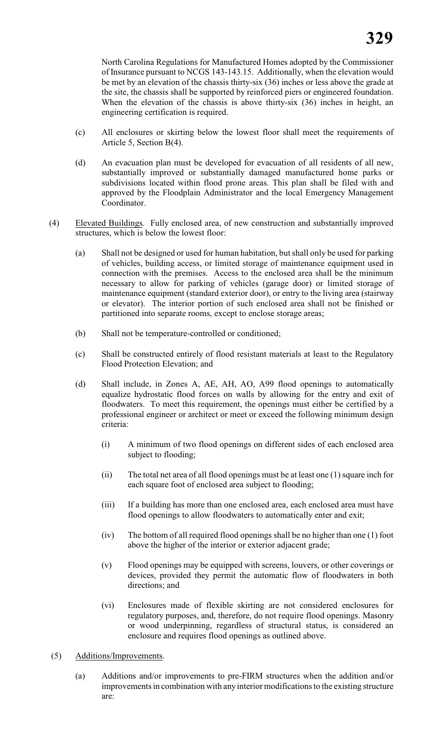North Carolina Regulations for Manufactured Homes adopted by the Commissioner of Insurance pursuant to NCGS 143-143.15. Additionally, when the elevation would be met by an elevation of the chassis thirty-six (36) inches or less above the grade at the site, the chassis shall be supported by reinforced piers or engineered foundation. When the elevation of the chassis is above thirty-six (36) inches in height, an engineering certification is required.

(c) All enclosures or skirting below the lowest floor shall meet the requirements of Article 5, Section B(4).

(d) An evacuation plan must be developed for evacuation of all residents of all new, substantially improved or substantially damaged manufactured home parks or subdivisions located within flood prone areas. This plan shall be filed with and approved by the Floodplain Administrator and the local Emergency Management Coordinator.

(4) Elevated Buildings. Fully enclosed area, of new construction and substantially improved structures, which is below the lowest floor:

(a) Shall not be designed or used for human habitation, but shall only be used for parking of vehicles, building access, or limited storage of maintenance equipment used in connection with the premises. Access to the enclosed area shall be the minimum necessary to allow for parking of vehicles (garage door) or limited storage of maintenance equipment (standard exterior door), or entry to the living area (stairway or elevator). The interior portion of such enclosed area shall not be finished or partitioned into separate rooms, except to enclose storage areas;

(b) Shall not be temperature-controlled or conditioned;

(c) Shall be constructed entirely of flood resistant materials at least to the Regulatory Flood Protection Elevation; and

(d) Shall include, in Zones A, AE, AH, AO, A99 flood openings to automatically equalize hydrostatic flood forces on walls by allowing for the entry and exit of floodwaters. To meet this requirement, the openings must either be certified by a professional engineer or architect or meet or exceed the following minimum design criteria:

(i) A minimum of two flood openings on different sides of each enclosed area subject to flooding;

(ii) The total net area of all flood openings must be at least one (1) square inch for each square foot of enclosed area subject to flooding;

(iii) If a building has more than one enclosed area, each enclosed area must have flood openings to allow floodwaters to automatically enter and exit;

(iv) The bottom of all required flood openings shall be no higher than one (1) foot above the higher of the interior or exterior adjacent grade;

(v) Flood openings may be equipped with screens, louvers, or other coverings or devices, provided they permit the automatic flow of floodwaters in both directions; and

(vi) Enclosures made of flexible skirting are not considered enclosures for regulatory purposes, and, therefore, do not require flood openings. Masonry or wood underpinning, regardless of structural status, is considered an enclosure and requires flood openings as outlined above.

(5) Additions/Improvements.

(a) Additions and/or improvements to pre-FIRM structures when the addition and/or improvements in combination with any interior modifications to the existing structure are: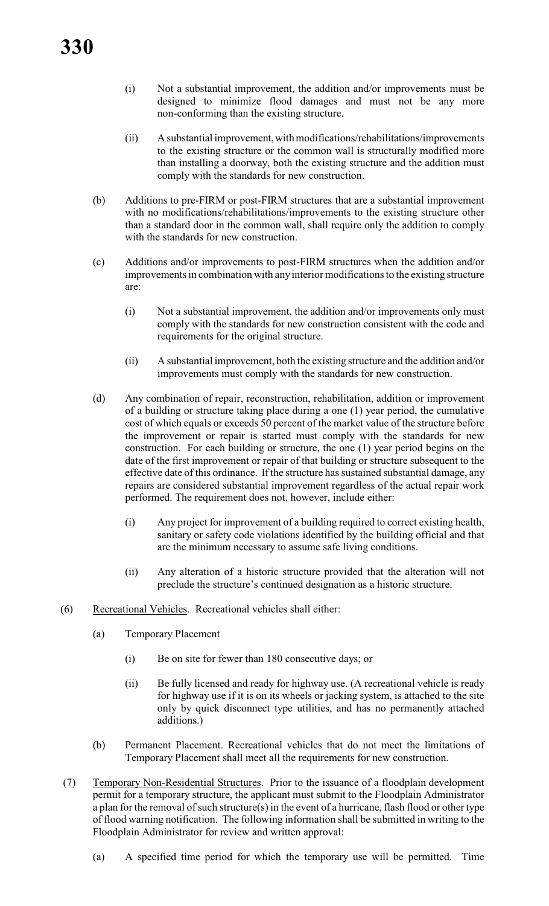(i) Not a substantial improvement, the addition and/or improvements must be designed to minimize flood damages and must not be any more non-conforming than the existing structure.

(ii) A substantial improvement, with modifications/rehabilitations/improvements to the existing structure or the common wall is structurally modified more than installing a doorway, both the existing structure and the addition must comply with the standards for new construction.

(b) Additions to pre-FIRM or post-FIRM structures that are a substantial improvement with no modifications/rehabilitations/improvements to the existing structure other than a standard door in the common wall, shall require only the addition to comply with the standards for new construction.

(c) Additions and/or improvements to post-FIRM structures when the addition and/or improvements in combination with any interior modifications to the existing structure are:

(i) Not a substantial improvement, the addition and/or improvements only must comply with the standards for new construction consistent with the code and requirements for the original structure.

(ii) A substantial improvement, both the existing structure and the addition and/or improvements must comply with the standards for new construction.

(d) Any combination of repair, reconstruction, rehabilitation, addition or improvement of a building or structure taking place during a one (1) year period, the cumulative cost of which equals or exceeds 50 percent of the market value of the structure before the improvement or repair is started must comply with the standards for new construction. For each building or structure, the one (1) year period begins on the date of the first improvement or repair of that building or structure subsequent to the effective date of this ordinance. If the structure has sustained substantial damage, any repairs are considered substantial improvement regardless of the actual repair work performed. The requirement does not, however, include either:

(i) Any project for improvement of a building required to correct existing health, sanitary or safety code violations identified by the building official and that are the minimum necessary to assume safe living conditions.

(ii) Any alteration of a historic structure provided that the alteration will not preclude the structure's continued designation as a historic structure.

(6) Recreational Vehicles. Recreational vehicles shall either:

(a) Temporary Placement

(i) Be on site for fewer than 180 consecutive days; or

(ii) Be fully licensed and ready for highway use. (A recreational vehicle is ready for highway use if it is on its wheels or jacking system, is attached to the site only by quick disconnect type utilities, and has no permanently attached additions.)

(b) Permanent Placement. Recreational vehicles that do not meet the limitations of Temporary Placement shall meet all the requirements for new construction.

(7) Temporary Non-Residential Structures. Prior to the issuance of a floodplain development permit for a temporary structure, the applicant must submit to the Floodplain Administrator a plan for the removal of such structure(s) in the event of a hurricane, flash flood or other type of flood warning notification. The following information shall be submitted in writing to the Floodplain Administrator for review and written approval:

(a) A specified time period for which the temporary use will be permitted. Time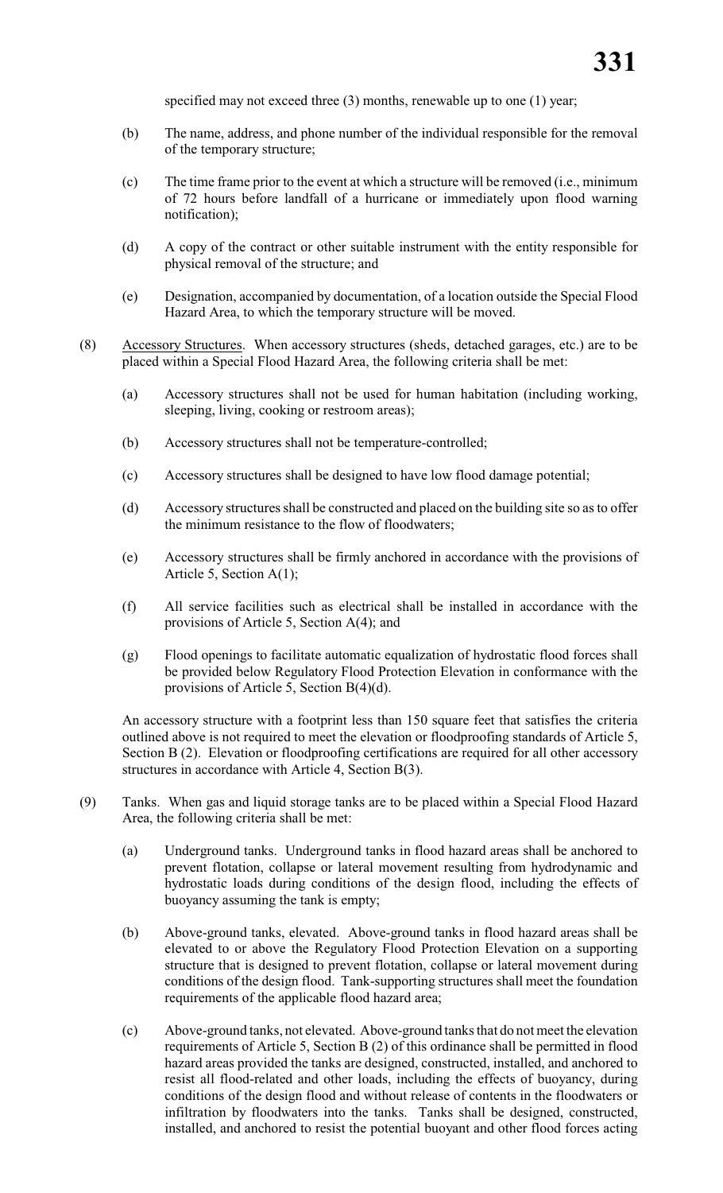specified may not exceed three (3) months, renewable up to one (1) year;

(b) The name, address, and phone number of the individual responsible for the removal of the temporary structure;

(c) The time frame prior to the event at which a structure will be removed (i.e., minimum of 72 hours before landfall of a hurricane or immediately upon flood warning notification);

(d) A copy of the contract or other suitable instrument with the entity responsible for physical removal of the structure; and

(e) Designation, accompanied by documentation, of a location outside the Special Flood Hazard Area, to which the temporary structure will be moved.

(8) Accessory Structures. When accessory structures (sheds, detached garages, etc.) are to be placed within a Special Flood Hazard Area, the following criteria shall be met:

(a) Accessory structures shall not be used for human habitation (including working, sleeping, living, cooking or restroom areas);

(b) Accessory structures shall not be temperature-controlled;

(c) Accessory structures shall be designed to have low flood damage potential;

(d) Accessory structures shall be constructed and placed on the building site so as to offer the minimum resistance to the flow of floodwaters;

(e) Accessory structures shall be firmly anchored in accordance with the provisions of Article 5, Section A(1);

(f) All service facilities such as electrical shall be installed in accordance with the provisions of Article 5, Section A(4); and

(g) Flood openings to facilitate automatic equalization of hydrostatic flood forces shall be provided below Regulatory Flood Protection Elevation in conformance with the provisions of Article 5, Section B(4)(d).

An accessory structure with a footprint less than 150 square feet that satisfies the criteria outlined above is not required to meet the elevation or floodproofing standards of Article 5, Section B (2). Elevation or floodproofing certifications are required for all other accessory structures in accordance with Article 4, Section B(3).

(9) Tanks. When gas and liquid storage tanks are to be placed within a Special Flood Hazard Area, the following criteria shall be met:

(a) Underground tanks. Underground tanks in flood hazard areas shall be anchored to prevent flotation, collapse or lateral movement resulting from hydrodynamic and hydrostatic loads during conditions of the design flood, including the effects of buoyancy assuming the tank is empty;

(b) Above-ground tanks, elevated. Above-ground tanks in flood hazard areas shall be elevated to or above the Regulatory Flood Protection Elevation on a supporting structure that is designed to prevent flotation, collapse or lateral movement during conditions of the design flood. Tank-supporting structures shall meet the foundation requirements of the applicable flood hazard area;

(c) Above-ground tanks, not elevated. Above-ground tanks that do not meet the elevation requirements of Article 5, Section B (2) of this ordinance shall be permitted in flood hazard areas provided the tanks are designed, constructed, installed, and anchored to resist all flood-related and other loads, including the effects of buoyancy, during conditions of the design flood and without release of contents in the floodwaters or infiltration by floodwaters into the tanks. Tanks shall be designed, constructed, installed, and anchored to resist the potential buoyant and other flood forces acting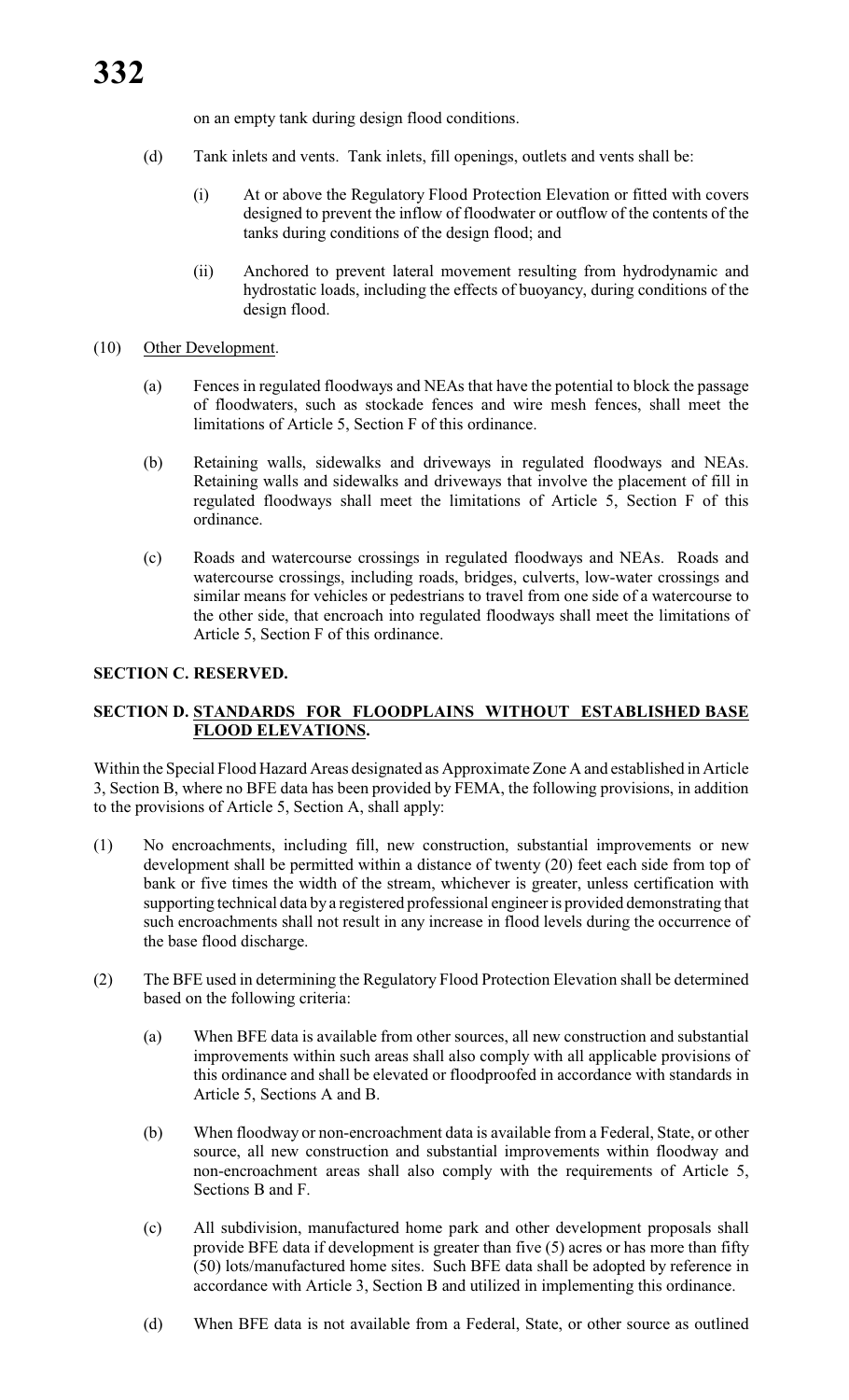on an empty tank during design flood conditions.

(d) Tank inlets and vents. Tank inlets, fill openings, outlets and vents shall be:

(i) At or above the Regulatory Flood Protection Elevation or fitted with covers designed to prevent the inflow of floodwater or outflow of the contents of the tanks during conditions of the design flood; and

(ii) Anchored to prevent lateral movement resulting from hydrodynamic and hydrostatic loads, including the effects of buoyancy, during conditions of the design flood.

(10) Other Development.

(a) Fences in regulated floodways and NEAs that have the potential to block the passage of floodwaters, such as stockade fences and wire mesh fences, shall meet the limitations of Article 5, Section F of this ordinance.

(b) Retaining walls, sidewalks and driveways in regulated floodways and NEAs. Retaining walls and sidewalks and driveways that involve the placement of fill in regulated floodways shall meet the limitations of Article 5, Section F of this ordinance.

(c) Roads and watercourse crossings in regulated floodways and NEAs. Roads and watercourse crossings, including roads, bridges, culverts, low-water crossings and similar means for vehicles or pedestrians to travel from one side of a watercourse to the other side, that encroach into regulated floodways shall meet the limitations of Article 5, Section F of this ordinance.

**SECTION C. RESERVED.**

**SECTION D. STANDARDS FOR FLOODPLAINS WITHOUT ESTABLISHED BASE FLOOD ELEVATIONS.**

Within the Special Flood Hazard Areas designated as Approximate Zone A and established in Article 3, Section B, where no BFE data has been provided by FEMA, the following provisions, in addition to the provisions of Article 5, Section A, shall apply:

(1) No encroachments, including fill, new construction, substantial improvements or new development shall be permitted within a distance of twenty (20) feet each side from top of bank or five times the width of the stream, whichever is greater, unless certification with supporting technical data by a registered professional engineer is provided demonstrating that such encroachments shall not result in any increase in flood levels during the occurrence of the base flood discharge.

(2) The BFE used in determining the Regulatory Flood Protection Elevation shall be determined based on the following criteria:

(a) When BFE data is available from other sources, all new construction and substantial improvements within such areas shall also comply with all applicable provisions of this ordinance and shall be elevated or floodproofed in accordance with standards in Article 5, Sections A and B.

(b) When floodway or non-encroachment data is available from a Federal, State, or other source, all new construction and substantial improvements within floodway and non-encroachment areas shall also comply with the requirements of Article 5, Sections B and F.

(c) All subdivision, manufactured home park and other development proposals shall provide BFE data if development is greater than five (5) acres or has more than fifty (50) lots/manufactured home sites. Such BFE data shall be adopted by reference in accordance with Article 3, Section B and utilized in implementing this ordinance.

(d) When BFE data is not available from a Federal, State, or other source as outlined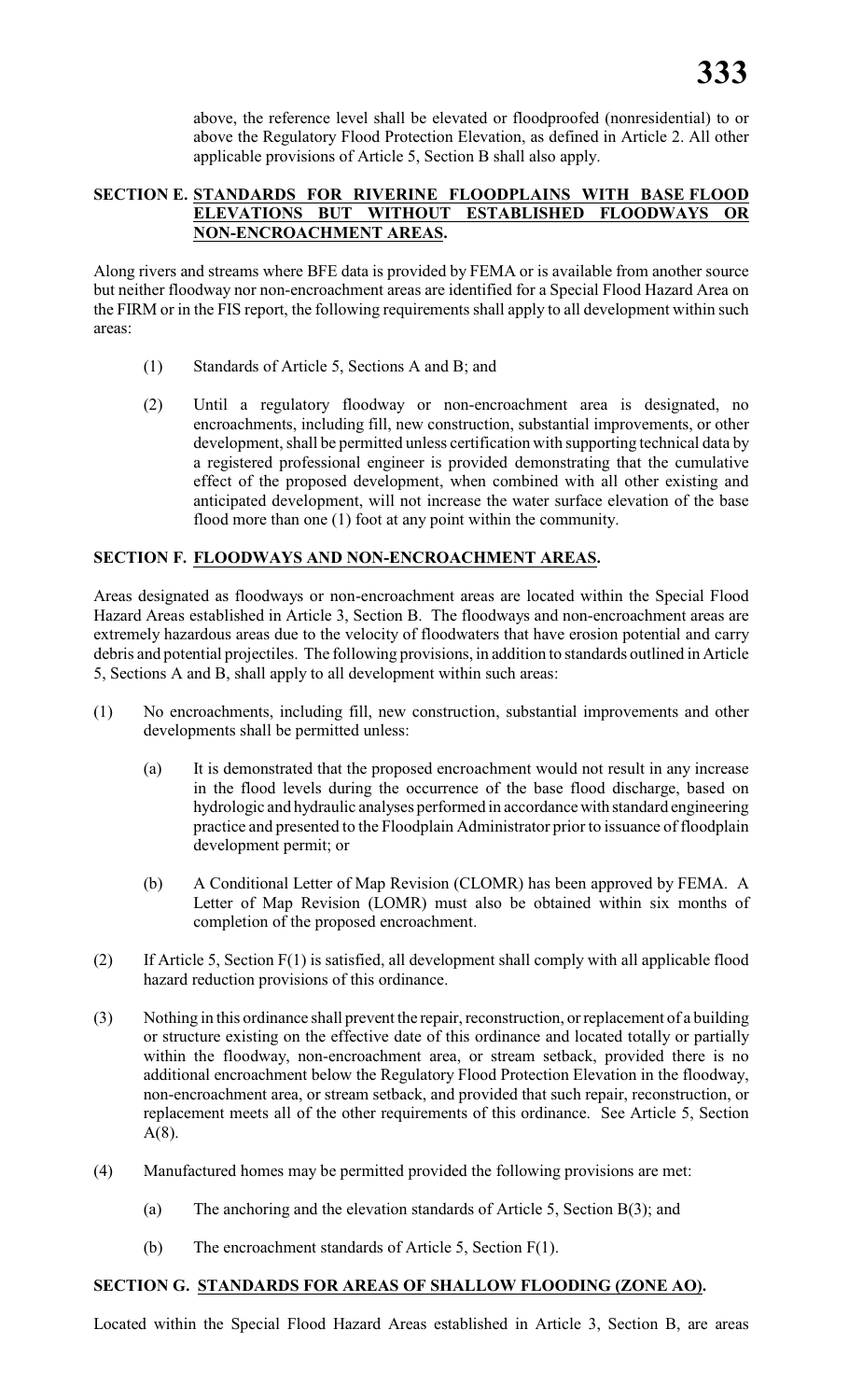above, the reference level shall be elevated or floodproofed (nonresidential) to or above the Regulatory Flood Protection Elevation, as defined in Article 2. All other applicable provisions of Article 5, Section B shall also apply.

**SECTION E. STANDARDS FOR RIVERINE FLOODPLAINS WITH BASE FLOOD ELEVATIONS BUT WITHOUT ESTABLISHED FLOODWAYS OR NON-ENCROACHMENT AREAS.**

Along rivers and streams where BFE data is provided by FEMA or is available from another source but neither floodway nor non-encroachment areas are identified for a Special Flood Hazard Area on the FIRM or in the FIS report, the following requirements shall apply to all development within such areas:

(1) Standards of Article 5, Sections A and B; and

(2) Until a regulatory floodway or non-encroachment area is designated, no encroachments, including fill, new construction, substantial improvements, or other development, shall be permitted unless certification with supporting technical data by a registered professional engineer is provided demonstrating that the cumulative effect of the proposed development, when combined with all other existing and anticipated development, will not increase the water surface elevation of the base flood more than one (1) foot at any point within the community.

**SECTION F. FLOODWAYS AND NON-ENCROACHMENT AREAS.**

Areas designated as floodways or non-encroachment areas are located within the Special Flood Hazard Areas established in Article 3, Section B. The floodways and non-encroachment areas are extremely hazardous areas due to the velocity of floodwaters that have erosion potential and carry debris and potential projectiles. The following provisions, in addition to standards outlined in Article 5, Sections A and B, shall apply to all development within such areas:

(1) No encroachments, including fill, new construction, substantial improvements and other developments shall be permitted unless:

  (a) It is demonstrated that the proposed encroachment would not result in any increase in the flood levels during the occurrence of the base flood discharge, based on hydrologic and hydraulic analyses performed in accordance with standard engineering practice and presented to the Floodplain Administrator prior to issuance of floodplain development permit; or

  (b) A Conditional Letter of Map Revision (CLOMR) has been approved by FEMA. A Letter of Map Revision (LOMR) must also be obtained within six months of completion of the proposed encroachment.

(2) If Article 5, Section F(1) is satisfied, all development shall comply with all applicable flood hazard reduction provisions of this ordinance.

(3) Nothing in this ordinance shall prevent the repair, reconstruction, or replacement of a building or structure existing on the effective date of this ordinance and located totally or partially within the floodway, non-encroachment area, or stream setback, provided there is no additional encroachment below the Regulatory Flood Protection Elevation in the floodway, non-encroachment area, or stream setback, and provided that such repair, reconstruction, or replacement meets all of the other requirements of this ordinance. See Article 5, Section A(8).

(4) Manufactured homes may be permitted provided the following provisions are met:

  (a) The anchoring and the elevation standards of Article 5, Section B(3); and

  (b) The encroachment standards of Article 5, Section F(1).

**SECTION G. STANDARDS FOR AREAS OF SHALLOW FLOODING (ZONE AO).**

Located within the Special Flood Hazard Areas established in Article 3, Section B, are areas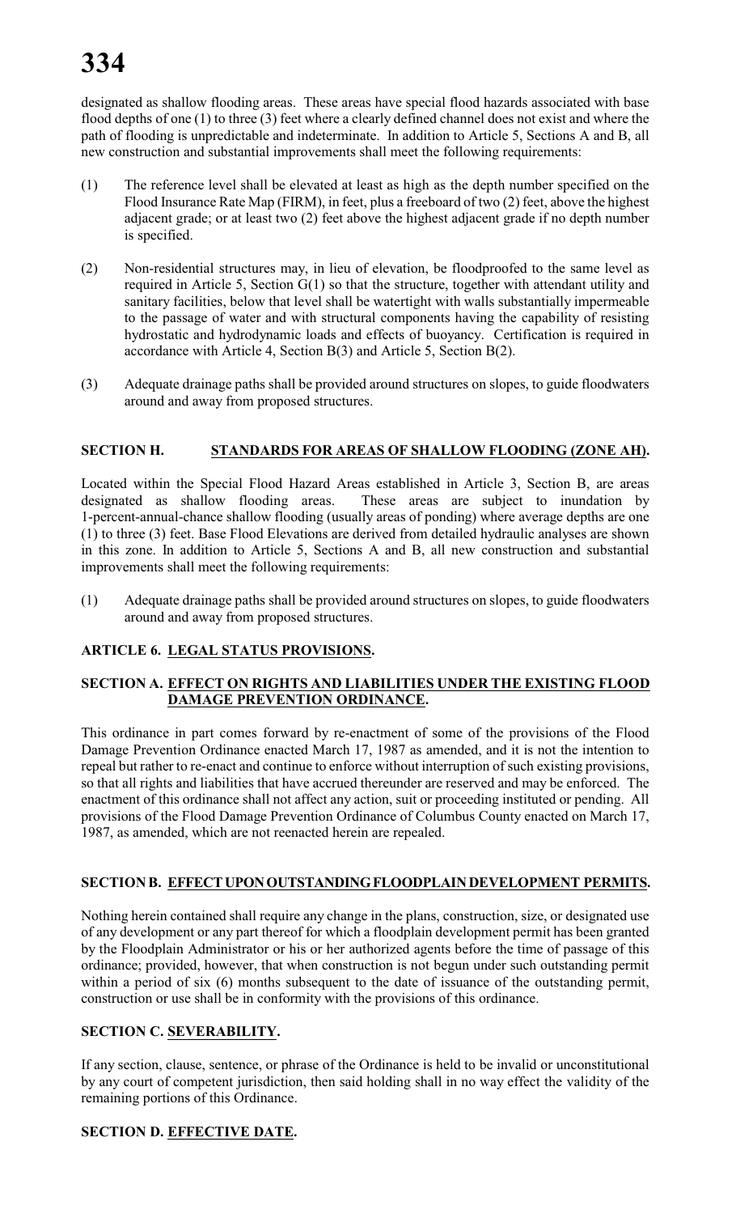designated as shallow flooding areas. These areas have special flood hazards associated with base flood depths of one (1) to three (3) feet where a clearly defined channel does not exist and where the path of flooding is unpredictable and indeterminate. In addition to Article 5, Sections A and B, all new construction and substantial improvements shall meet the following requirements:

(1) The reference level shall be elevated at least as high as the depth number specified on the Flood Insurance Rate Map (FIRM), in feet, plus a freeboard of two (2) feet, above the highest adjacent grade; or at least two (2) feet above the highest adjacent grade if no depth number is specified.

(2) Non-residential structures may, in lieu of elevation, be floodproofed to the same level as required in Article 5, Section G(1) so that the structure, together with attendant utility and sanitary facilities, below that level shall be watertight with walls substantially impermeable to the passage of water and with structural components having the capability of resisting hydrostatic and hydrodynamic loads and effects of buoyancy. Certification is required in accordance with Article 4, Section B(3) and Article 5, Section B(2).

(3) Adequate drainage paths shall be provided around structures on slopes, to guide floodwaters around and away from proposed structures.

## SECTION H. STANDARDS FOR AREAS OF SHALLOW FLOODING (ZONE AH).

Located within the Special Flood Hazard Areas established in Article 3, Section B, are areas designated as shallow flooding areas. These areas are subject to inundation by 1-percent-annual-chance shallow flooding (usually areas of ponding) where average depths are one (1) to three (3) feet. Base Flood Elevations are derived from detailed hydraulic analyses are shown in this zone. In addition to Article 5, Sections A and B, all new construction and substantial improvements shall meet the following requirements:

(1) Adequate drainage paths shall be provided around structures on slopes, to guide floodwaters around and away from proposed structures.

# ARTICLE 6. LEGAL STATUS PROVISIONS.

## SECTION A. EFFECT ON RIGHTS AND LIABILITIES UNDER THE EXISTING FLOOD DAMAGE PREVENTION ORDINANCE.

This ordinance in part comes forward by re-enactment of some of the provisions of the Flood Damage Prevention Ordinance enacted March 17, 1987 as amended, and it is not the intention to repeal but rather to re-enact and continue to enforce without interruption of such existing provisions, so that all rights and liabilities that have accrued thereunder are reserved and may be enforced. The enactment of this ordinance shall not affect any action, suit or proceeding instituted or pending. All provisions of the Flood Damage Prevention Ordinance of Columbus County enacted on March 17, 1987, as amended, which are not reenacted herein are repealed.

## SECTION B. EFFECT UPON OUTSTANDING FLOODPLAIN DEVELOPMENT PERMITS.

Nothing herein contained shall require any change in the plans, construction, size, or designated use of any development or any part thereof for which a floodplain development permit has been granted by the Floodplain Administrator or his or her authorized agents before the time of passage of this ordinance; provided, however, that when construction is not begun under such outstanding permit within a period of six (6) months subsequent to the date of issuance of the outstanding permit, construction or use shall be in conformity with the provisions of this ordinance.

## SECTION C. SEVERABILITY.

If any section, clause, sentence, or phrase of the Ordinance is held to be invalid or unconstitutional by any court of competent jurisdiction, then said holding shall in no way effect the validity of the remaining portions of this Ordinance.

## SECTION D. EFFECTIVE DATE.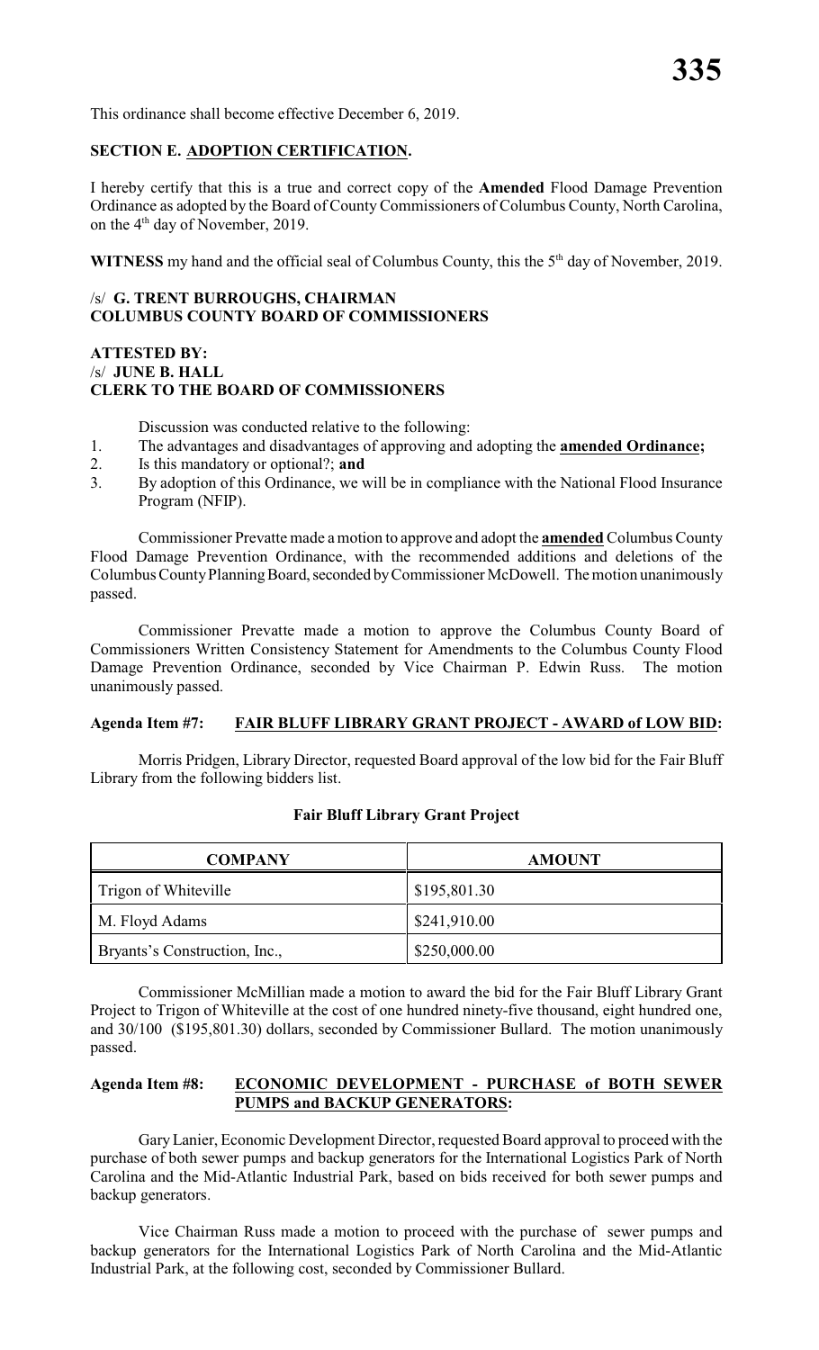This ordinance shall become effective December 6, 2019.

**SECTION E. ADOPTION CERTIFICATION.**

I hereby certify that this is a true and correct copy of the **Amended** Flood Damage Prevention Ordinance as adopted by the Board of County Commissioners of Columbus County, North Carolina, on the 4th day of November, 2019.

**WITNESS** my hand and the official seal of Columbus County, this the 5th day of November, 2019.

/s/ **G. TRENT BURROUGHS, CHAIRMAN**
**COLUMBUS COUNTY BOARD OF COMMISSIONERS**

**ATTESTED BY:**
/s/ **JUNE B. HALL**
**CLERK TO THE BOARD OF COMMISSIONERS**

Discussion was conducted relative to the following:

1. The advantages and disadvantages of approving and adopting the **amended Ordinance;**
2. Is this mandatory or optional?; **and**
3. By adoption of this Ordinance, we will be in compliance with the National Flood Insurance Program (NFIP).

Commissioner Prevatte made a motion to approve and adopt the **amended** Columbus County Flood Damage Prevention Ordinance, with the recommended additions and deletions of the Columbus County Planning Board, seconded by Commissioner McDowell. The motion unanimously passed.

Commissioner Prevatte made a motion to approve the Columbus County Board of Commissioners Written Consistency Statement for Amendments to the Columbus County Flood Damage Prevention Ordinance, seconded by Vice Chairman P. Edwin Russ. The motion unanimously passed.

**Agenda Item #7: FAIR BLUFF LIBRARY GRANT PROJECT - AWARD of LOW BID:**

Morris Pridgen, Library Director, requested Board approval of the low bid for the Fair Bluff Library from the following bidders list.

**Fair Bluff Library Grant Project**

| COMPANY | AMOUNT |
|---|---|
| Trigon of Whiteville | $195,801.30 |
| M. Floyd Adams | $241,910.00 |
| Bryants's Construction, Inc., | $250,000.00 |

Commissioner McMillian made a motion to award the bid for the Fair Bluff Library Grant Project to Trigon of Whiteville at the cost of one hundred ninety-five thousand, eight hundred one, and 30/100 ($195,801.30) dollars, seconded by Commissioner Bullard. The motion unanimously passed.

**Agenda Item #8: ECONOMIC DEVELOPMENT - PURCHASE of BOTH SEWER PUMPS and BACKUP GENERATORS:**

Gary Lanier, Economic Development Director, requested Board approval to proceed with the purchase of both sewer pumps and backup generators for the International Logistics Park of North Carolina and the Mid-Atlantic Industrial Park, based on bids received for both sewer pumps and backup generators.

Vice Chairman Russ made a motion to proceed with the purchase of sewer pumps and backup generators for the International Logistics Park of North Carolina and the Mid-Atlantic Industrial Park, at the following cost, seconded by Commissioner Bullard.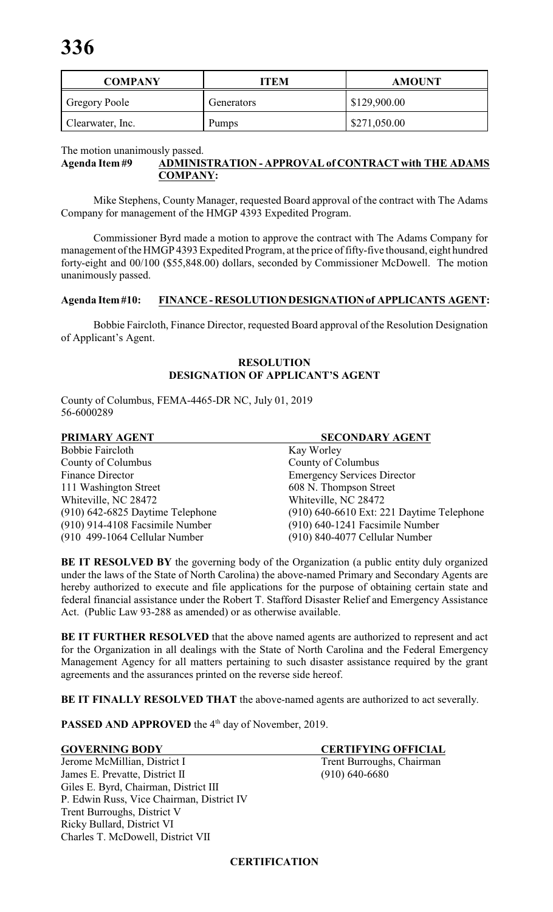| COMPANY | ITEM | AMOUNT |
| --- | --- | --- |
| Gregory Poole | Generators | $129,900.00 |
| Clearwater, Inc. | Pumps | $271,050.00 |

The motion unanimously passed.

**Agenda Item #9 ADMINISTRATION - APPROVAL of CONTRACT with THE ADAMS COMPANY:**

Mike Stephens, County Manager, requested Board approval of the contract with The Adams Company for management of the HMGP 4393 Expedited Program.

Commissioner Byrd made a motion to approve the contract with The Adams Company for management of the HMGP 4393 Expedited Program, at the price of fifty-five thousand, eight hundred forty-eight and 00/100 ($55,848.00) dollars, seconded by Commissioner McDowell. The motion unanimously passed.

**Agenda Item #10: FINANCE - RESOLUTION DESIGNATION of APPLICANTS AGENT:**

Bobbie Faircloth, Finance Director, requested Board approval of the Resolution Designation of Applicant's Agent.

**RESOLUTION**
**DESIGNATION OF APPLICANT'S AGENT**

County of Columbus, FEMA-4465-DR NC, July 01, 2019
56-6000289

| PRIMARY AGENT | SECONDARY AGENT |
| --- | --- |
| Bobbie Faircloth | Kay Worley |
| County of Columbus | County of Columbus |
| Finance Director | Emergency Services Director |
| 111 Washington Street | 608 N. Thompson Street |
| Whiteville, NC 28472 | Whiteville, NC 28472 |
| (910) 642-6825 Daytime Telephone | (910) 640-6610 Ext: 221 Daytime Telephone |
| (910) 914-4108 Facsimile Number | (910) 640-1241 Facsimile Number |
| (910 499-1064 Cellular Number | (910) 840-4077 Cellular Number |

**BE IT RESOLVED BY** the governing body of the Organization (a public entity duly organized under the laws of the State of North Carolina) the above-named Primary and Secondary Agents are hereby authorized to execute and file applications for the purpose of obtaining certain state and federal financial assistance under the Robert T. Stafford Disaster Relief and Emergency Assistance Act. (Public Law 93-288 as amended) or as otherwise available.

**BE IT FURTHER RESOLVED** that the above named agents are authorized to represent and act for the Organization in all dealings with the State of North Carolina and the Federal Emergency Management Agency for all matters pertaining to such disaster assistance required by the grant agreements and the assurances printed on the reverse side hereof.

**BE IT FINALLY RESOLVED THAT** the above-named agents are authorized to act severally.

**PASSED AND APPROVED** the 4th day of November, 2019.

| GOVERNING BODY | CERTIFYING OFFICIAL |
| --- | --- |
| Jerome McMillian, District I | Trent Burroughs, Chairman |
| James E. Prevatte, District II | (910) 640-6680 |
| Giles E. Byrd, Chairman, District III | |
| P. Edwin Russ, Vice Chairman, District IV | |
| Trent Burroughs, District V | |
| Ricky Bullard, District VI | |
| Charles T. McDowell, District VII | |

**CERTIFICATION**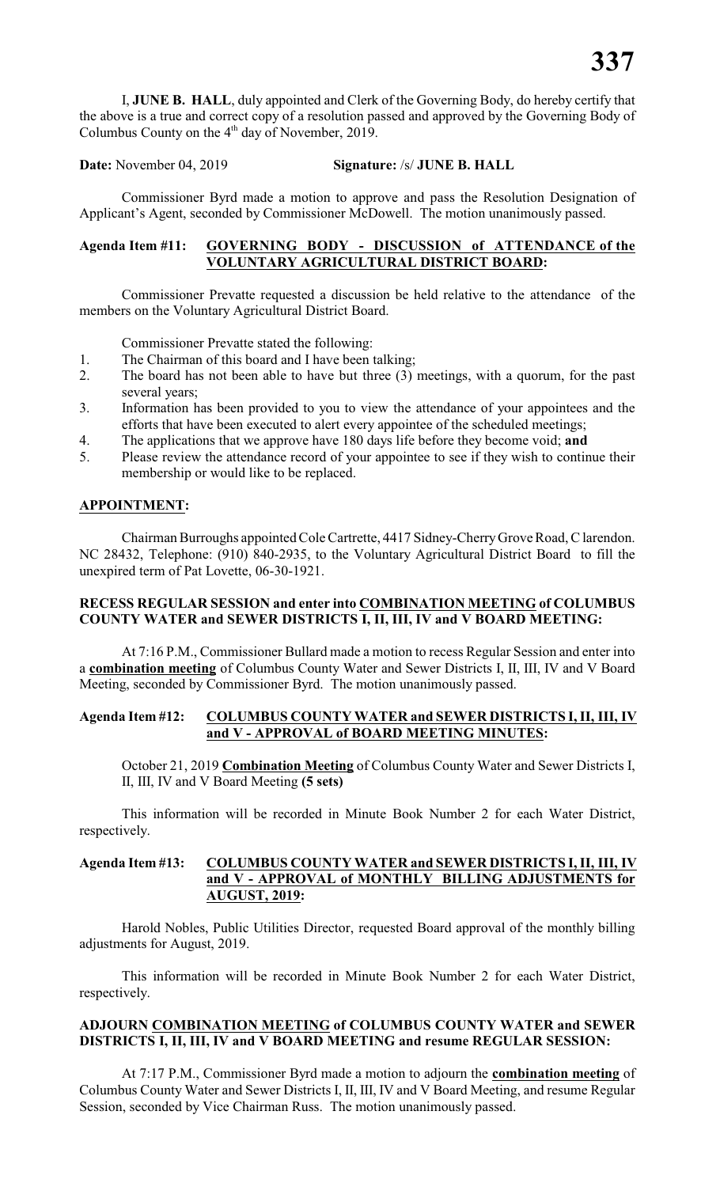I, **JUNE B. HALL**, duly appointed and Clerk of the Governing Body, do hereby certify that the above is a true and correct copy of a resolution passed and approved by the Governing Body of Columbus County on the 4th day of November, 2019.

**Date:** November 04, 2019 **Signature:** /s/ **JUNE B. HALL**

Commissioner Byrd made a motion to approve and pass the Resolution Designation of Applicant's Agent, seconded by Commissioner McDowell. The motion unanimously passed.

**Agenda Item #11: GOVERNING BODY - DISCUSSION of ATTENDANCE of the VOLUNTARY AGRICULTURAL DISTRICT BOARD:**

Commissioner Prevatte requested a discussion be held relative to the attendance of the members on the Voluntary Agricultural District Board.

Commissioner Prevatte stated the following:

1. The Chairman of this board and I have been talking;
2. The board has not been able to have but three (3) meetings, with a quorum, for the past several years;
3. Information has been provided to you to view the attendance of your appointees and the efforts that have been executed to alert every appointee of the scheduled meetings;
4. The applications that we approve have 180 days life before they become void; **and**
5. Please review the attendance record of your appointee to see if they wish to continue their membership or would like to be replaced.

**APPOINTMENT:**

Chairman Burroughs appointed Cole Cartrette, 4417 Sidney-Cherry Grove Road, C larendon. NC 28432, Telephone: (910) 840-2935, to the Voluntary Agricultural District Board to fill the unexpired term of Pat Lovette, 06-30-1921.

**RECESS REGULAR SESSION and enter into COMBINATION MEETING of COLUMBUS COUNTY WATER and SEWER DISTRICTS I, II, III, IV and V BOARD MEETING:**

At 7:16 P.M., Commissioner Bullard made a motion to recess Regular Session and enter into a **combination meeting** of Columbus County Water and Sewer Districts I, II, III, IV and V Board Meeting, seconded by Commissioner Byrd. The motion unanimously passed.

**Agenda Item #12: COLUMBUS COUNTY WATER and SEWER DISTRICTS I, II, III, IV and V - APPROVAL of BOARD MEETING MINUTES:**

October 21, 2019 **Combination Meeting** of Columbus County Water and Sewer Districts I, II, III, IV and V Board Meeting **(5 sets)**

This information will be recorded in Minute Book Number 2 for each Water District, respectively.

**Agenda Item #13: COLUMBUS COUNTY WATER and SEWER DISTRICTS I, II, III, IV and V - APPROVAL of MONTHLY BILLING ADJUSTMENTS for AUGUST, 2019:**

Harold Nobles, Public Utilities Director, requested Board approval of the monthly billing adjustments for August, 2019.

This information will be recorded in Minute Book Number 2 for each Water District, respectively.

**ADJOURN COMBINATION MEETING of COLUMBUS COUNTY WATER and SEWER DISTRICTS I, II, III, IV and V BOARD MEETING and resume REGULAR SESSION:**

At 7:17 P.M., Commissioner Byrd made a motion to adjourn the **combination meeting** of Columbus County Water and Sewer Districts I, II, III, IV and V Board Meeting, and resume Regular Session, seconded by Vice Chairman Russ. The motion unanimously passed.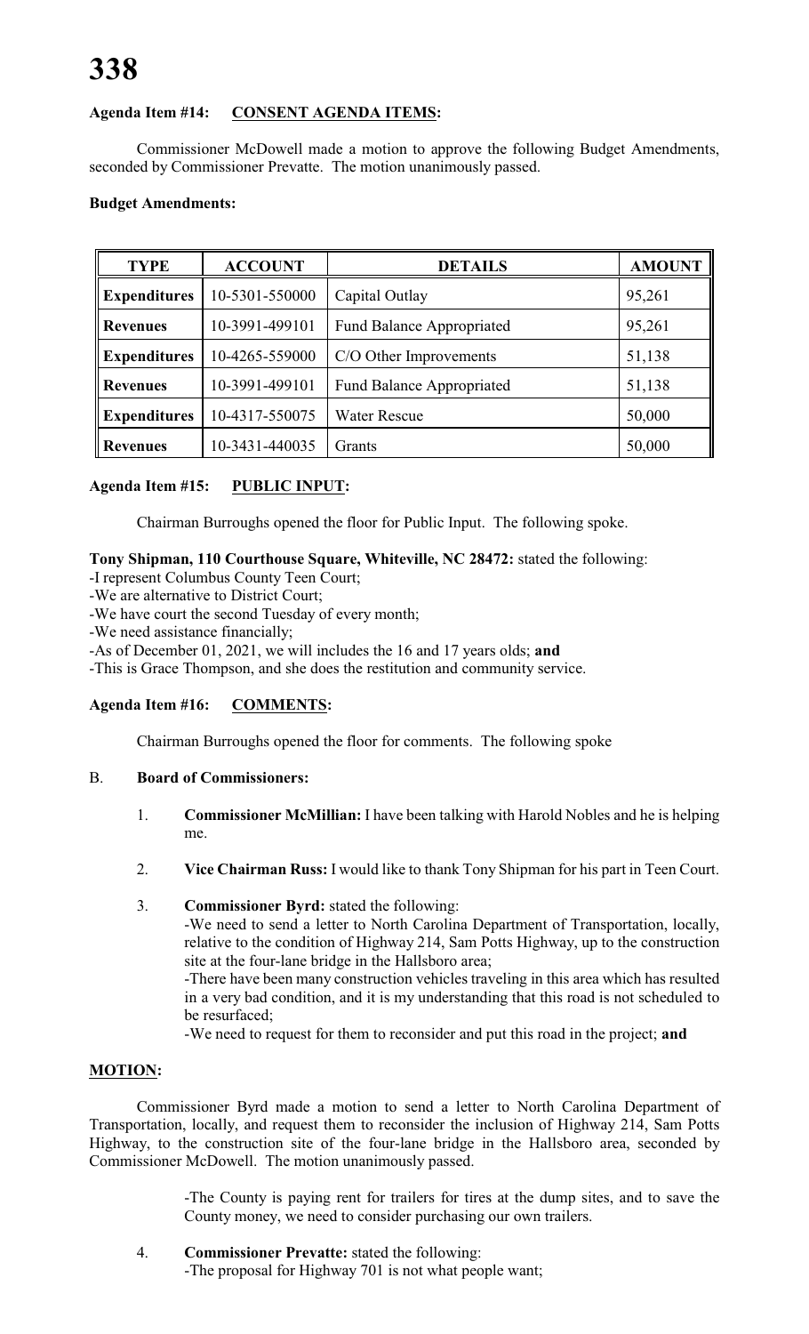**Agenda Item #14: CONSENT AGENDA ITEMS:**

Commissioner McDowell made a motion to approve the following Budget Amendments, seconded by Commissioner Prevatte. The motion unanimously passed.

**Budget Amendments:**

| TYPE | ACCOUNT | DETAILS | AMOUNT |
|---|---|---|---|
| **Expenditures** | 10-5301-550000 | Capital Outlay | 95,261 |
| **Revenues** | 10-3991-499101 | Fund Balance Appropriated | 95,261 |
| **Expenditures** | 10-4265-559000 | C/O Other Improvements | 51,138 |
| **Revenues** | 10-3991-499101 | Fund Balance Appropriated | 51,138 |
| **Expenditures** | 10-4317-550075 | Water Rescue | 50,000 |
| **Revenues** | 10-3431-440035 | Grants | 50,000 |

**Agenda Item #15: PUBLIC INPUT:**

Chairman Burroughs opened the floor for Public Input. The following spoke.

**Tony Shipman, 110 Courthouse Square, Whiteville, NC 28472:** stated the following:
-I represent Columbus County Teen Court;
-We are alternative to District Court;
-We have court the second Tuesday of every month;
-We need assistance financially;
-As of December 01, 2021, we will includes the 16 and 17 years olds; **and**
-This is Grace Thompson, and she does the restitution and community service.

**Agenda Item #16: COMMENTS:**

Chairman Burroughs opened the floor for comments. The following spoke

B. **Board of Commissioners:**

1. **Commissioner McMillian:** I have been talking with Harold Nobles and he is helping me.

2. **Vice Chairman Russ:** I would like to thank Tony Shipman for his part in Teen Court.

3. **Commissioner Byrd:** stated the following:
-We need to send a letter to North Carolina Department of Transportation, locally, relative to the condition of Highway 214, Sam Potts Highway, up to the construction site at the four-lane bridge in the Hallsboro area;
-There have been many construction vehicles traveling in this area which has resulted in a very bad condition, and it is my understanding that this road is not scheduled to be resurfaced;
-We need to request for them to reconsider and put this road in the project; **and**

**MOTION:**

Commissioner Byrd made a motion to send a letter to North Carolina Department of Transportation, locally, and request them to reconsider the inclusion of Highway 214, Sam Potts Highway, to the construction site of the four-lane bridge in the Hallsboro area, seconded by Commissioner McDowell. The motion unanimously passed.

-The County is paying rent for trailers for tires at the dump sites, and to save the County money, we need to consider purchasing our own trailers.

4. **Commissioner Prevatte:** stated the following:
-The proposal for Highway 701 is not what people want;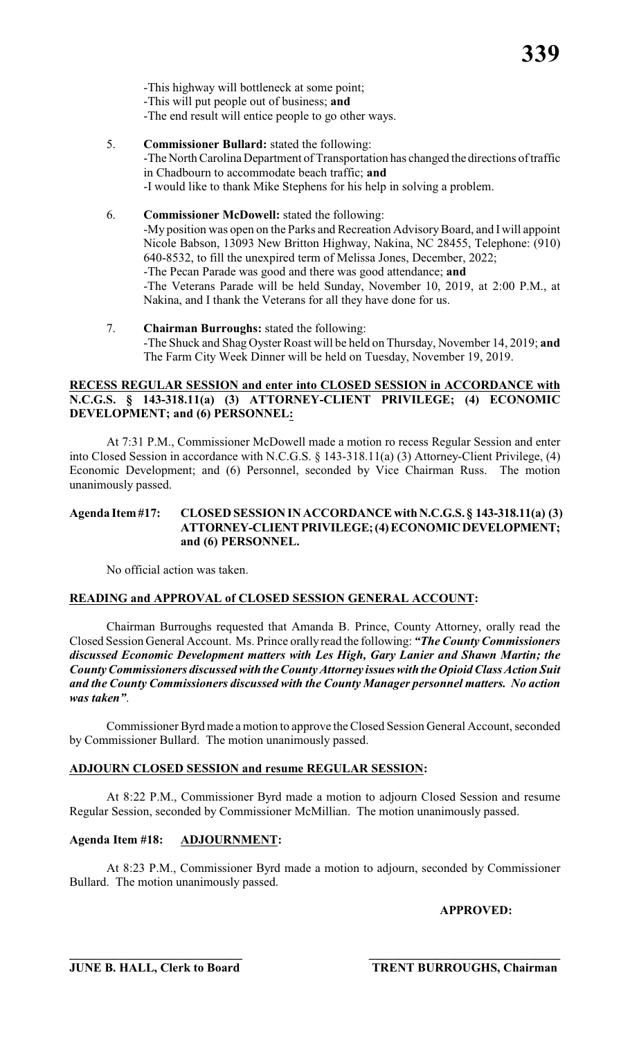-This highway will bottleneck at some point;
-This will put people out of business; **and**
-The end result will entice people to go other ways.

5. **Commissioner Bullard:** stated the following:
   -The North Carolina Department of Transportation has changed the directions of traffic in Chadbourn to accommodate beach traffic; **and**
   -I would like to thank Mike Stephens for his help in solving a problem.

6. **Commissioner McDowell:** stated the following:
   -My position was open on the Parks and Recreation Advisory Board, and I will appoint Nicole Babson, 13093 New Britton Highway, Nakina, NC 28455, Telephone: (910) 640-8532, to fill the unexpired term of Melissa Jones, December, 2022;
   -The Pecan Parade was good and there was good attendance; **and**
   -The Veterans Parade will be held Sunday, November 10, 2019, at 2:00 P.M., at Nakina, and I thank the Veterans for all they have done for us.

7. **Chairman Burroughs:** stated the following:
   -The Shuck and Shag Oyster Roast will be held on Thursday, November 14, 2019; **and** The Farm City Week Dinner will be held on Tuesday, November 19, 2019.

**RECESS REGULAR SESSION and enter into CLOSED SESSION in ACCORDANCE with N.C.G.S. § 143-318.11(a) (3) ATTORNEY-CLIENT PRIVILEGE; (4) ECONOMIC DEVELOPMENT; and (6) PERSONNEL:**

At 7:31 P.M., Commissioner McDowell made a motion ro recess Regular Session and enter into Closed Session in accordance with N.C.G.S. § 143-318.11(a) (3) Attorney-Client Privilege, (4) Economic Development; and (6) Personnel, seconded by Vice Chairman Russ. The motion unanimously passed.

**Agenda Item #17: CLOSED SESSION IN ACCORDANCE with N.C.G.S. § 143-318.11(a) (3) ATTORNEY-CLIENT PRIVILEGE; (4) ECONOMIC DEVELOPMENT; and (6) PERSONNEL.**

No official action was taken.

**READING and APPROVAL of CLOSED SESSION GENERAL ACCOUNT:**

Chairman Burroughs requested that Amanda B. Prince, County Attorney, orally read the Closed Session General Account. Ms. Prince orally read the following: ***"The County Commissioners discussed Economic Development matters with Les High, Gary Lanier and Shawn Martin; the County Commissioners discussed with the County Attorney issues with the Opioid Class Action Suit and the County Commissioners discussed with the County Manager personnel matters. No action was taken"***.

Commissioner Byrd made a motion to approve the Closed Session General Account, seconded by Commissioner Bullard. The motion unanimously passed.

**ADJOURN CLOSED SESSION and resume REGULAR SESSION:**

At 8:22 P.M., Commissioner Byrd made a motion to adjourn Closed Session and resume Regular Session, seconded by Commissioner McMillian. The motion unanimously passed.

**Agenda Item #18: ADJOURNMENT:**

At 8:23 P.M., Commissioner Byrd made a motion to adjourn, seconded by Commissioner Bullard. The motion unanimously passed.

**APPROVED:**

**JUNE B. HALL, Clerk to Board** &nbsp;&nbsp;&nbsp;&nbsp;&nbsp;&nbsp;&nbsp;&nbsp; **TRENT BURROUGHS, Chairman**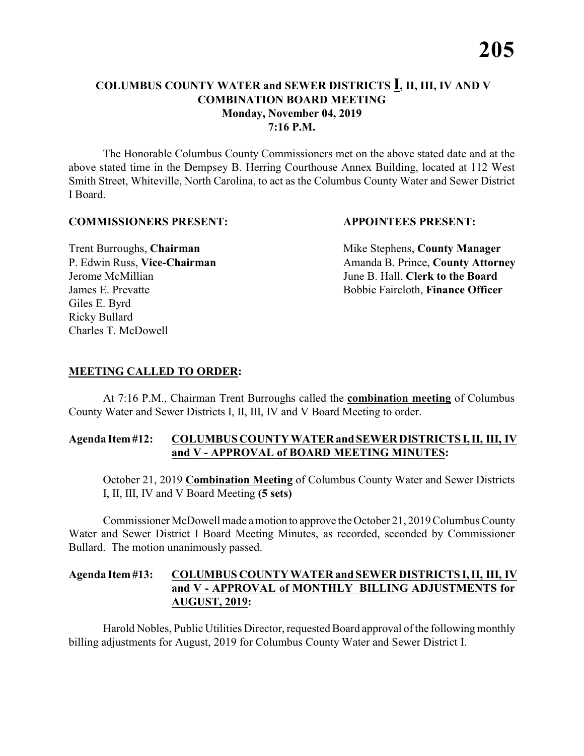## COLUMBUS COUNTY WATER and SEWER DISTRICTS **I**, II, III, IV AND V
## COMBINATION BOARD MEETING
### Monday, November 04, 2019
### 7:16 P.M.

The Honorable Columbus County Commissioners met on the above stated date and at the above stated time in the Dempsey B. Herring Courthouse Annex Building, located at 112 West Smith Street, Whiteville, North Carolina, to act as the Columbus County Water and Sewer District I Board.

**COMMISSIONERS PRESENT:**

Trent Burroughs, **Chairman**
P. Edwin Russ, **Vice-Chairman**
Jerome McMillian
James E. Prevatte
Giles E. Byrd
Ricky Bullard
Charles T. McDowell

**APPOINTEES PRESENT:**

Mike Stephens, **County Manager**
Amanda B. Prince, **County Attorney**
June B. Hall, **Clerk to the Board**
Bobbie Faircloth, **Finance Officer**

**MEETING CALLED TO ORDER:**

At 7:16 P.M., Chairman Trent Burroughs called the **combination meeting** of Columbus County Water and Sewer Districts I, II, III, IV and V Board Meeting to order.

**Agenda Item #12: COLUMBUS COUNTY WATER and SEWER DISTRICTS I, II, III, IV and V - APPROVAL of BOARD MEETING MINUTES:**

October 21, 2019 **Combination Meeting** of Columbus County Water and Sewer Districts I, II, III, IV and V Board Meeting **(5 sets)**

Commissioner McDowell made a motion to approve the October 21, 2019 Columbus County Water and Sewer District I Board Meeting Minutes, as recorded, seconded by Commissioner Bullard. The motion unanimously passed.

**Agenda Item #13: COLUMBUS COUNTY WATER and SEWER DISTRICTS I, II, III, IV and V - APPROVAL of MONTHLY BILLING ADJUSTMENTS for AUGUST, 2019:**

Harold Nobles, Public Utilities Director, requested Board approval of the following monthly billing adjustments for August, 2019 for Columbus County Water and Sewer District I.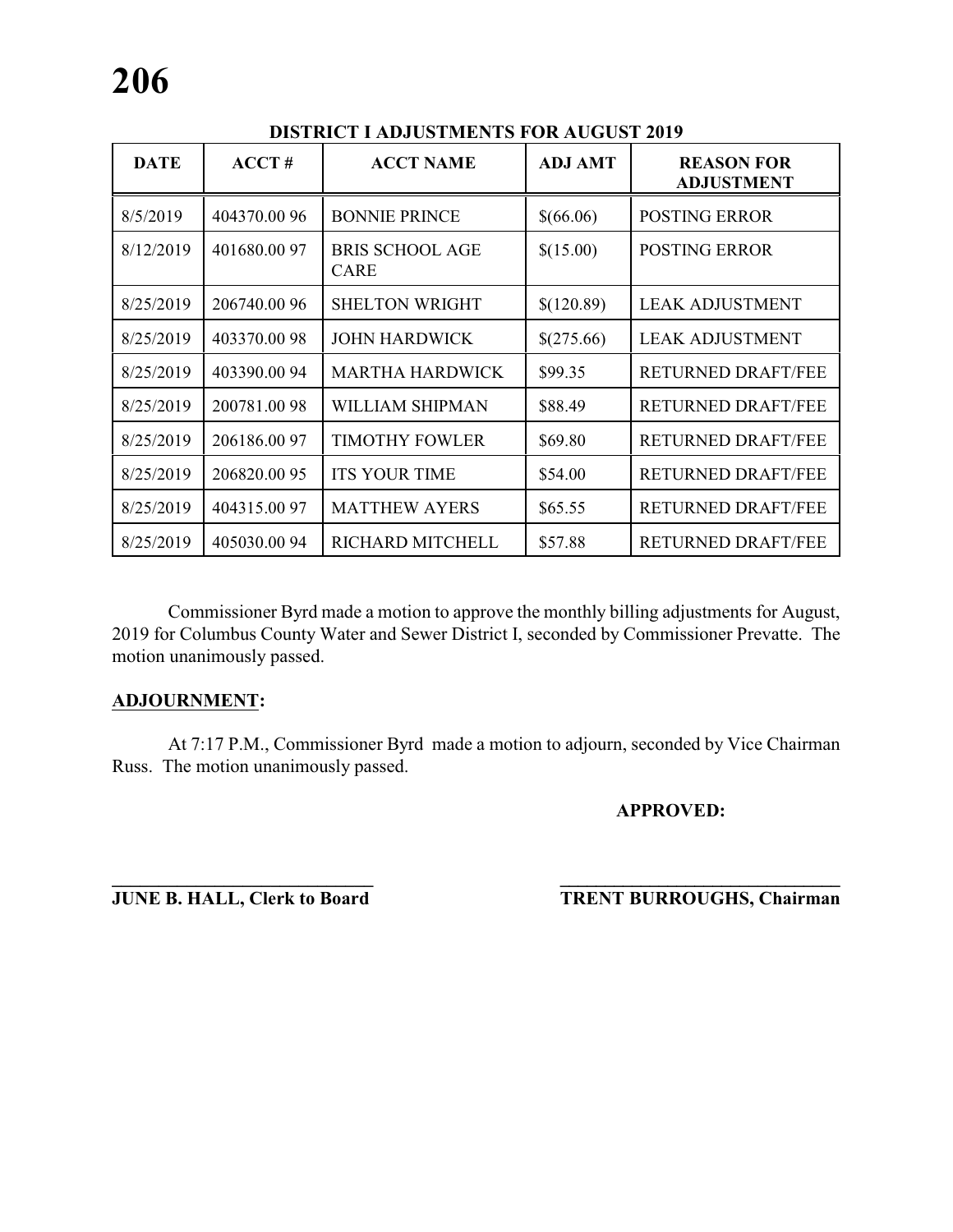**DISTRICT I ADJUSTMENTS FOR AUGUST 2019**

| DATE | ACCT # | ACCT NAME | ADJ AMT | REASON FOR ADJUSTMENT |
|---|---|---|---|---|
| 8/5/2019 | 404370.00 96 | BONNIE PRINCE | $(66.06) | POSTING ERROR |
| 8/12/2019 | 401680.00 97 | BRIS SCHOOL AGE CARE | $(15.00) | POSTING ERROR |
| 8/25/2019 | 206740.00 96 | SHELTON WRIGHT | $(120.89) | LEAK ADJUSTMENT |
| 8/25/2019 | 403370.00 98 | JOHN HARDWICK | $(275.66) | LEAK ADJUSTMENT |
| 8/25/2019 | 403390.00 94 | MARTHA HARDWICK | $99.35 | RETURNED DRAFT/FEE |
| 8/25/2019 | 200781.00 98 | WILLIAM SHIPMAN | $88.49 | RETURNED DRAFT/FEE |
| 8/25/2019 | 206186.00 97 | TIMOTHY FOWLER | $69.80 | RETURNED DRAFT/FEE |
| 8/25/2019 | 206820.00 95 | ITS YOUR TIME | $54.00 | RETURNED DRAFT/FEE |
| 8/25/2019 | 404315.00 97 | MATTHEW AYERS | $65.55 | RETURNED DRAFT/FEE |
| 8/25/2019 | 405030.00 94 | RICHARD MITCHELL | $57.88 | RETURNED DRAFT/FEE |

Commissioner Byrd made a motion to approve the monthly billing adjustments for August, 2019 for Columbus County Water and Sewer District I, seconded by Commissioner Prevatte. The motion unanimously passed.

**ADJOURNMENT:**

At 7:17 P.M., Commissioner Byrd made a motion to adjourn, seconded by Vice Chairman Russ. The motion unanimously passed.

**APPROVED:**

_______________________________ &nbsp;&nbsp;&nbsp;&nbsp;&nbsp;&nbsp;&nbsp;&nbsp; _______________________________

**JUNE B. HALL, Clerk to Board** &nbsp;&nbsp;&nbsp;&nbsp;&nbsp;&nbsp;&nbsp;&nbsp; **TRENT BURROUGHS, Chairman**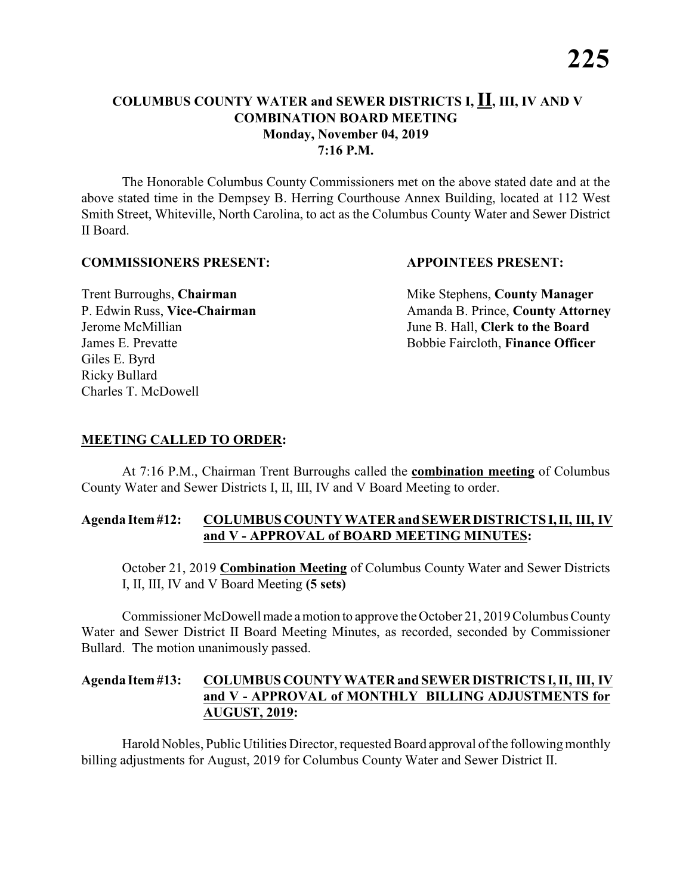**COLUMBUS COUNTY WATER and SEWER DISTRICTS I, II, III, IV AND V**
**COMBINATION BOARD MEETING**
**Monday, November 04, 2019**
**7:16 P.M.**

The Honorable Columbus County Commissioners met on the above stated date and at the above stated time in the Dempsey B. Herring Courthouse Annex Building, located at 112 West Smith Street, Whiteville, North Carolina, to act as the Columbus County Water and Sewer District II Board.

**COMMISSIONERS PRESENT:**

Trent Burroughs, **Chairman**
P. Edwin Russ, **Vice-Chairman**
Jerome McMillian
James E. Prevatte
Giles E. Byrd
Ricky Bullard
Charles T. McDowell

**APPOINTEES PRESENT:**

Mike Stephens, **County Manager**
Amanda B. Prince, **County Attorney**
June B. Hall, **Clerk to the Board**
Bobbie Faircloth, **Finance Officer**

**MEETING CALLED TO ORDER:**

At 7:16 P.M., Chairman Trent Burroughs called the **combination meeting** of Columbus County Water and Sewer Districts I, II, III, IV and V Board Meeting to order.

**Agenda Item #12: COLUMBUS COUNTY WATER and SEWER DISTRICTS I, II, III, IV and V - APPROVAL of BOARD MEETING MINUTES:**

October 21, 2019 **Combination Meeting** of Columbus County Water and Sewer Districts I, II, III, IV and V Board Meeting **(5 sets)**

Commissioner McDowell made a motion to approve the October 21, 2019 Columbus County Water and Sewer District II Board Meeting Minutes, as recorded, seconded by Commissioner Bullard. The motion unanimously passed.

**Agenda Item #13: COLUMBUS COUNTY WATER and SEWER DISTRICTS I, II, III, IV and V - APPROVAL of MONTHLY BILLING ADJUSTMENTS for AUGUST, 2019:**

Harold Nobles, Public Utilities Director, requested Board approval of the following monthly billing adjustments for August, 2019 for Columbus County Water and Sewer District II.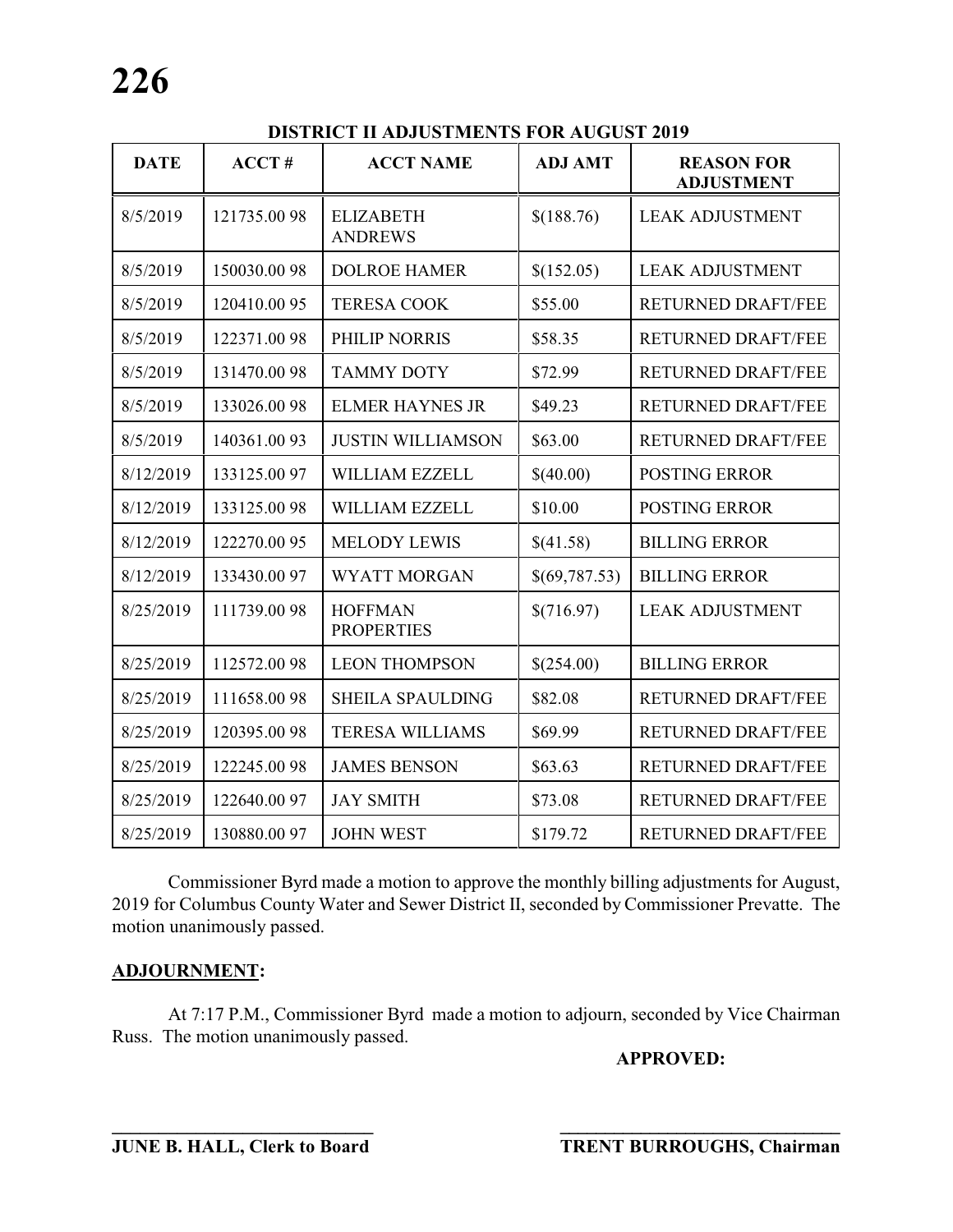**DISTRICT II ADJUSTMENTS FOR AUGUST 2019**

| DATE | ACCT # | ACCT NAME | ADJ AMT | REASON FOR ADJUSTMENT |
|---|---|---|---|---|
| 8/5/2019 | 121735.00 98 | ELIZABETH ANDREWS | $(188.76) | LEAK ADJUSTMENT |
| 8/5/2019 | 150030.00 98 | DOLROE HAMER | $(152.05) | LEAK ADJUSTMENT |
| 8/5/2019 | 120410.00 95 | TERESA COOK | $55.00 | RETURNED DRAFT/FEE |
| 8/5/2019 | 122371.00 98 | PHILIP NORRIS | $58.35 | RETURNED DRAFT/FEE |
| 8/5/2019 | 131470.00 98 | TAMMY DOTY | $72.99 | RETURNED DRAFT/FEE |
| 8/5/2019 | 133026.00 98 | ELMER HAYNES JR | $49.23 | RETURNED DRAFT/FEE |
| 8/5/2019 | 140361.00 93 | JUSTIN WILLIAMSON | $63.00 | RETURNED DRAFT/FEE |
| 8/12/2019 | 133125.00 97 | WILLIAM EZZELL | $(40.00) | POSTING ERROR |
| 8/12/2019 | 133125.00 98 | WILLIAM EZZELL | $10.00 | POSTING ERROR |
| 8/12/2019 | 122270.00 95 | MELODY LEWIS | $(41.58) | BILLING ERROR |
| 8/12/2019 | 133430.00 97 | WYATT MORGAN | $(69,787.53) | BILLING ERROR |
| 8/25/2019 | 111739.00 98 | HOFFMAN PROPERTIES | $(716.97) | LEAK ADJUSTMENT |
| 8/25/2019 | 112572.00 98 | LEON THOMPSON | $(254.00) | BILLING ERROR |
| 8/25/2019 | 111658.00 98 | SHEILA SPAULDING | $82.08 | RETURNED DRAFT/FEE |
| 8/25/2019 | 120395.00 98 | TERESA WILLIAMS | $69.99 | RETURNED DRAFT/FEE |
| 8/25/2019 | 122245.00 98 | JAMES BENSON | $63.63 | RETURNED DRAFT/FEE |
| 8/25/2019 | 122640.00 97 | JAY SMITH | $73.08 | RETURNED DRAFT/FEE |
| 8/25/2019 | 130880.00 97 | JOHN WEST | $179.72 | RETURNED DRAFT/FEE |

Commissioner Byrd made a motion to approve the monthly billing adjustments for August, 2019 for Columbus County Water and Sewer District II, seconded by Commissioner Prevatte. The motion unanimously passed.

**ADJOURNMENT:**

At 7:17 P.M., Commissioner Byrd made a motion to adjourn, seconded by Vice Chairman Russ. The motion unanimously passed.

**APPROVED:**

\_\_\_\_\_\_\_\_\_\_\_\_\_\_\_\_\_\_\_\_\_\_\_\_\_\_\_\_ \_\_\_\_\_\_\_\_\_\_\_\_\_\_\_\_\_\_\_\_\_\_\_\_\_\_\_\_\_\_\_\_\_\_

**JUNE B. HALL, Clerk to Board** **TRENT BURROUGHS, Chairman**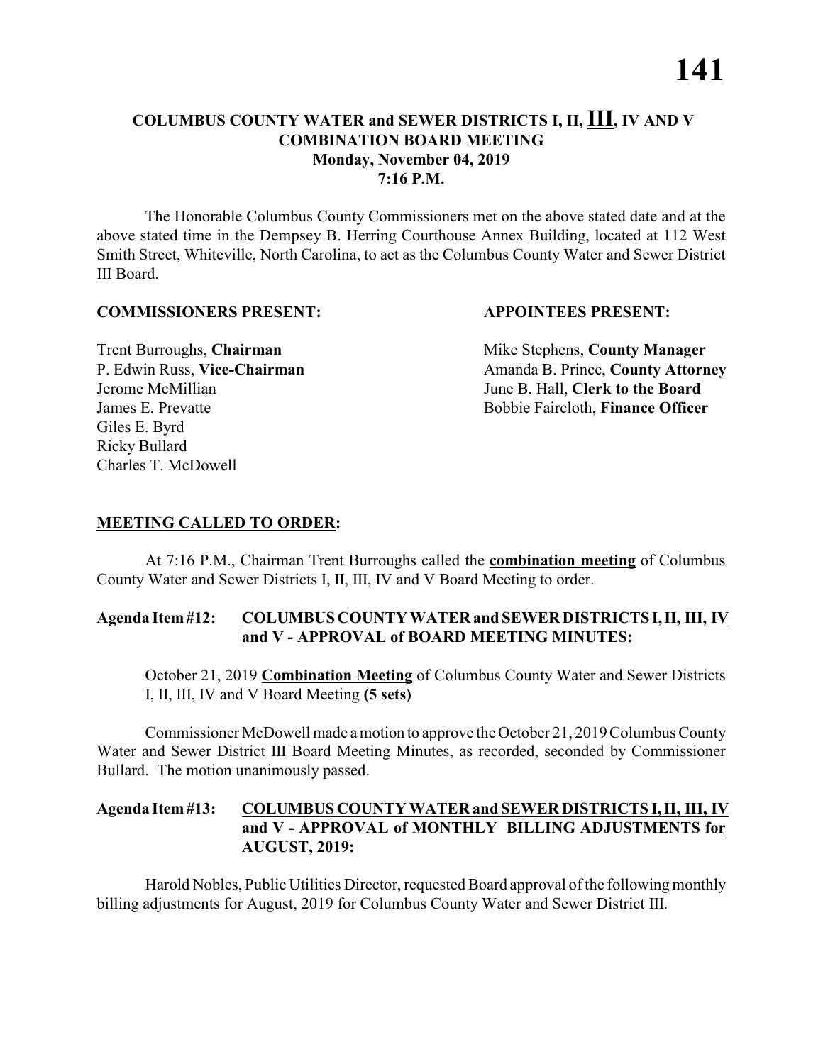# COLUMBUS COUNTY WATER and SEWER DISTRICTS I, II, III, IV AND V COMBINATION BOARD MEETING
**Monday, November 04, 2019**
**7:16 P.M.**

The Honorable Columbus County Commissioners met on the above stated date and at the above stated time in the Dempsey B. Herring Courthouse Annex Building, located at 112 West Smith Street, Whiteville, North Carolina, to act as the Columbus County Water and Sewer District III Board.

**COMMISSIONERS PRESENT:**

Trent Burroughs, **Chairman**
P. Edwin Russ, **Vice-Chairman**
Jerome McMillian
James E. Prevatte
Giles E. Byrd
Ricky Bullard
Charles T. McDowell

**APPOINTEES PRESENT:**

Mike Stephens, **County Manager**
Amanda B. Prince, **County Attorney**
June B. Hall, **Clerk to the Board**
Bobbie Faircloth, **Finance Officer**

**MEETING CALLED TO ORDER:**

At 7:16 P.M., Chairman Trent Burroughs called the **combination meeting** of Columbus County Water and Sewer Districts I, II, III, IV and V Board Meeting to order.

**Agenda Item #12: COLUMBUS COUNTY WATER and SEWER DISTRICTS I, II, III, IV and V - APPROVAL of BOARD MEETING MINUTES:**

October 21, 2019 **Combination Meeting** of Columbus County Water and Sewer Districts I, II, III, IV and V Board Meeting **(5 sets)**

Commissioner McDowell made a motion to approve the October 21, 2019 Columbus County Water and Sewer District III Board Meeting Minutes, as recorded, seconded by Commissioner Bullard. The motion unanimously passed.

**Agenda Item #13: COLUMBUS COUNTY WATER and SEWER DISTRICTS I, II, III, IV and V - APPROVAL of MONTHLY BILLING ADJUSTMENTS for AUGUST, 2019:**

Harold Nobles, Public Utilities Director, requested Board approval of the following monthly billing adjustments for August, 2019 for Columbus County Water and Sewer District III.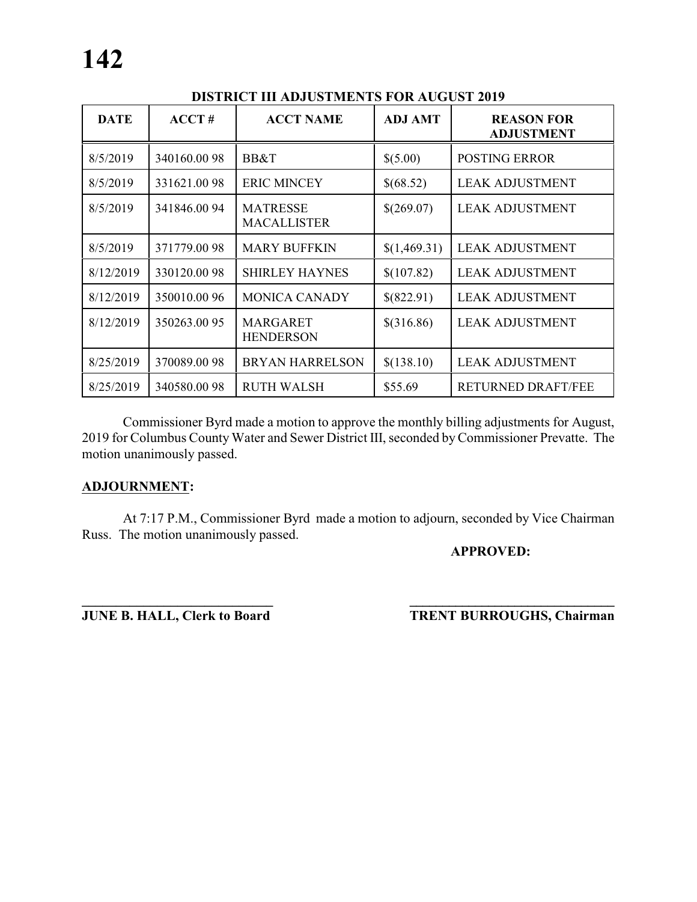**DISTRICT III ADJUSTMENTS FOR AUGUST 2019**

| DATE | ACCT # | ACCT NAME | ADJ AMT | REASON FOR ADJUSTMENT |
|---|---|---|---|---|
| 8/5/2019 | 340160.00 98 | BB&T | $(5.00) | POSTING ERROR |
| 8/5/2019 | 331621.00 98 | ERIC MINCEY | $(68.52) | LEAK ADJUSTMENT |
| 8/5/2019 | 341846.00 94 | MATRESSE MACALLISTER | $(269.07) | LEAK ADJUSTMENT |
| 8/5/2019 | 371779.00 98 | MARY BUFFKIN | $(1,469.31) | LEAK ADJUSTMENT |
| 8/12/2019 | 330120.00 98 | SHIRLEY HAYNES | $(107.82) | LEAK ADJUSTMENT |
| 8/12/2019 | 350010.00 96 | MONICA CANADY | $(822.91) | LEAK ADJUSTMENT |
| 8/12/2019 | 350263.00 95 | MARGARET HENDERSON | $(316.86) | LEAK ADJUSTMENT |
| 8/25/2019 | 370089.00 98 | BRYAN HARRELSON | $(138.10) | LEAK ADJUSTMENT |
| 8/25/2019 | 340580.00 98 | RUTH WALSH | $55.69 | RETURNED DRAFT/FEE |

Commissioner Byrd made a motion to approve the monthly billing adjustments for August, 2019 for Columbus County Water and Sewer District III, seconded by Commissioner Prevatte. The motion unanimously passed.

**ADJOURNMENT:**

At 7:17 P.M., Commissioner Byrd made a motion to adjourn, seconded by Vice Chairman Russ. The motion unanimously passed.

**APPROVED:**

\_\_\_\_\_\_\_\_\_\_\_\_\_\_\_\_\_\_\_\_\_\_\_\_\_\_\_\_\_\_ \_\_\_\_\_\_\_\_\_\_\_\_\_\_\_\_\_\_\_\_\_\_\_\_\_\_\_\_\_\_

**JUNE B. HALL, Clerk to Board** **TRENT BURROUGHS, Chairman**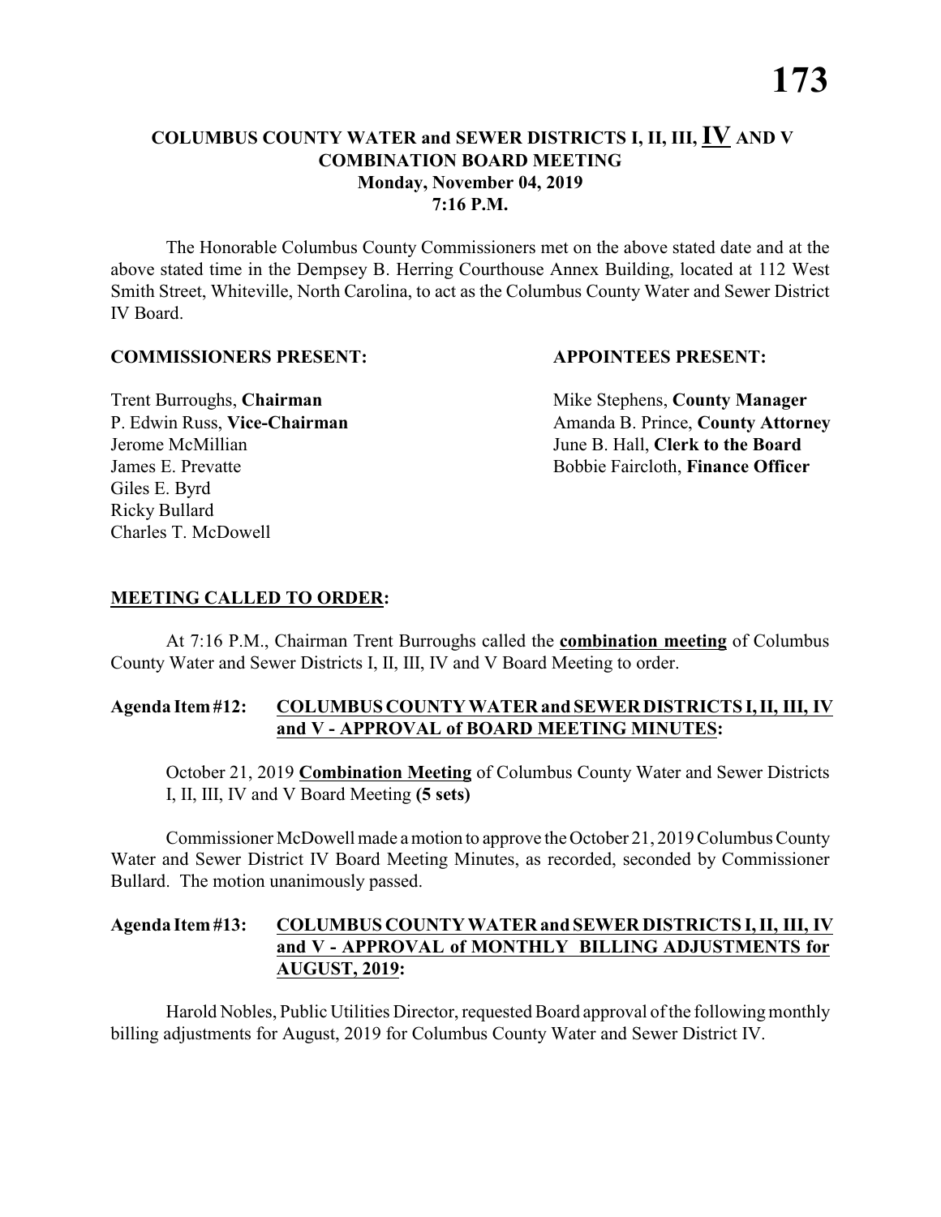# COLUMBUS COUNTY WATER and SEWER DISTRICTS I, II, III, IV AND V COMBINATION BOARD MEETING
## Monday, November 04, 2019
## 7:16 P.M.

The Honorable Columbus County Commissioners met on the above stated date and at the above stated time in the Dempsey B. Herring Courthouse Annex Building, located at 112 West Smith Street, Whiteville, North Carolina, to act as the Columbus County Water and Sewer District IV Board.

**COMMISSIONERS PRESENT:**

Trent Burroughs, **Chairman**
P. Edwin Russ, **Vice-Chairman**
Jerome McMillian
James E. Prevatte
Giles E. Byrd
Ricky Bullard
Charles T. McDowell

**APPOINTEES PRESENT:**

Mike Stephens, **County Manager**
Amanda B. Prince, **County Attorney**
June B. Hall, **Clerk to the Board**
Bobbie Faircloth, **Finance Officer**

**MEETING CALLED TO ORDER:**

At 7:16 P.M., Chairman Trent Burroughs called the **combination meeting** of Columbus County Water and Sewer Districts I, II, III, IV and V Board Meeting to order.

**Agenda Item #12: COLUMBUS COUNTY WATER and SEWER DISTRICTS I, II, III, IV and V - APPROVAL of BOARD MEETING MINUTES:**

October 21, 2019 **Combination Meeting** of Columbus County Water and Sewer Districts I, II, III, IV and V Board Meeting **(5 sets)**

Commissioner McDowell made a motion to approve the October 21, 2019 Columbus County Water and Sewer District IV Board Meeting Minutes, as recorded, seconded by Commissioner Bullard. The motion unanimously passed.

**Agenda Item #13: COLUMBUS COUNTY WATER and SEWER DISTRICTS I, II, III, IV and V - APPROVAL of MONTHLY BILLING ADJUSTMENTS for AUGUST, 2019:**

Harold Nobles, Public Utilities Director, requested Board approval of the following monthly billing adjustments for August, 2019 for Columbus County Water and Sewer District IV.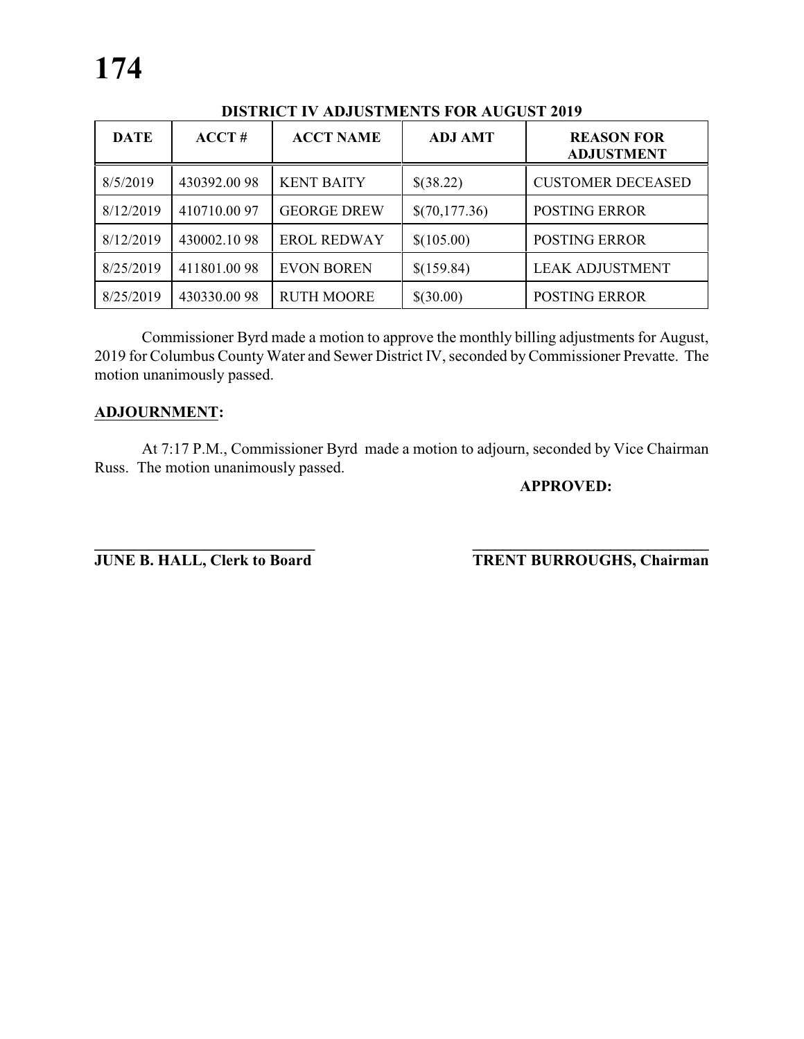**DISTRICT IV ADJUSTMENTS FOR AUGUST 2019**

| DATE | ACCT # | ACCT NAME | ADJ AMT | REASON FOR ADJUSTMENT |
|---|---|---|---|---|
| 8/5/2019 | 430392.00 98 | KENT BAITY | $(38.22) | CUSTOMER DECEASED |
| 8/12/2019 | 410710.00 97 | GEORGE DREW | $(70,177.36) | POSTING ERROR |
| 8/12/2019 | 430002.10 98 | EROL REDWAY | $(105.00) | POSTING ERROR |
| 8/25/2019 | 411801.00 98 | EVON BOREN | $(159.84) | LEAK ADJUSTMENT |
| 8/25/2019 | 430330.00 98 | RUTH MOORE | $(30.00) | POSTING ERROR |

Commissioner Byrd made a motion to approve the monthly billing adjustments for August, 2019 for Columbus County Water and Sewer District IV, seconded by Commissioner Prevatte. The motion unanimously passed.

**ADJOURNMENT:**

At 7:17 P.M., Commissioner Byrd made a motion to adjourn, seconded by Vice Chairman Russ. The motion unanimously passed.

**APPROVED:**

**\_\_\_\_\_\_\_\_\_\_\_\_\_\_\_\_\_\_\_\_\_\_\_\_\_\_\_\_\_\_**
**JUNE B. HALL, Clerk to Board**

**\_\_\_\_\_\_\_\_\_\_\_\_\_\_\_\_\_\_\_\_\_\_\_\_\_\_\_\_\_\_**
**TRENT BURROUGHS, Chairman**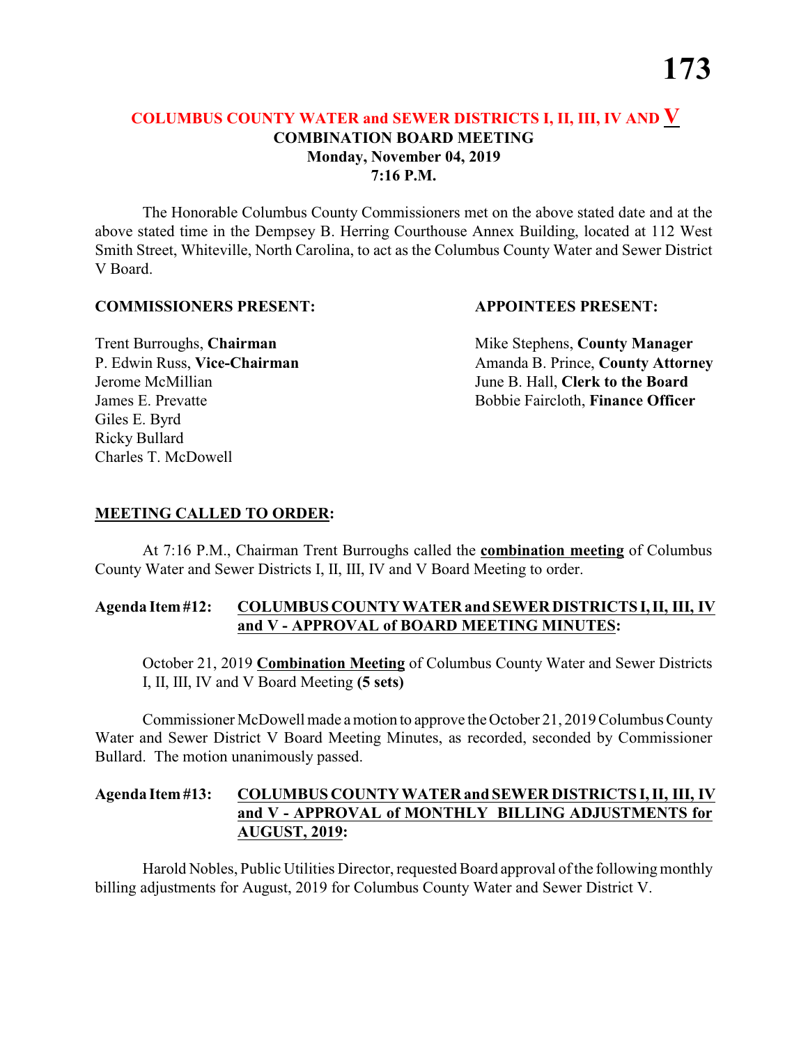## COLUMBUS COUNTY WATER and SEWER DISTRICTS I, II, III, IV AND V
### COMBINATION BOARD MEETING
**Monday, November 04, 2019**
**7:16 P.M.**

The Honorable Columbus County Commissioners met on the above stated date and at the above stated time in the Dempsey B. Herring Courthouse Annex Building, located at 112 West Smith Street, Whiteville, North Carolina, to act as the Columbus County Water and Sewer District V Board.

**COMMISSIONERS PRESENT:**

Trent Burroughs, **Chairman**
P. Edwin Russ, **Vice-Chairman**
Jerome McMillian
James E. Prevatte
Giles E. Byrd
Ricky Bullard
Charles T. McDowell

**APPOINTEES PRESENT:**

Mike Stephens, **County Manager**
Amanda B. Prince, **County Attorney**
June B. Hall, **Clerk to the Board**
Bobbie Faircloth, **Finance Officer**

**MEETING CALLED TO ORDER:**

At 7:16 P.M., Chairman Trent Burroughs called the **combination meeting** of Columbus County Water and Sewer Districts I, II, III, IV and V Board Meeting to order.

**Agenda Item #12: COLUMBUS COUNTY WATER and SEWER DISTRICTS I, II, III, IV and V - APPROVAL of BOARD MEETING MINUTES:**

October 21, 2019 **Combination Meeting** of Columbus County Water and Sewer Districts I, II, III, IV and V Board Meeting **(5 sets)**

Commissioner McDowell made a motion to approve the October 21, 2019 Columbus County Water and Sewer District V Board Meeting Minutes, as recorded, seconded by Commissioner Bullard. The motion unanimously passed.

**Agenda Item #13: COLUMBUS COUNTY WATER and SEWER DISTRICTS I, II, III, IV and V - APPROVAL of MONTHLY BILLING ADJUSTMENTS for AUGUST, 2019:**

Harold Nobles, Public Utilities Director, requested Board approval of the following monthly billing adjustments for August, 2019 for Columbus County Water and Sewer District V.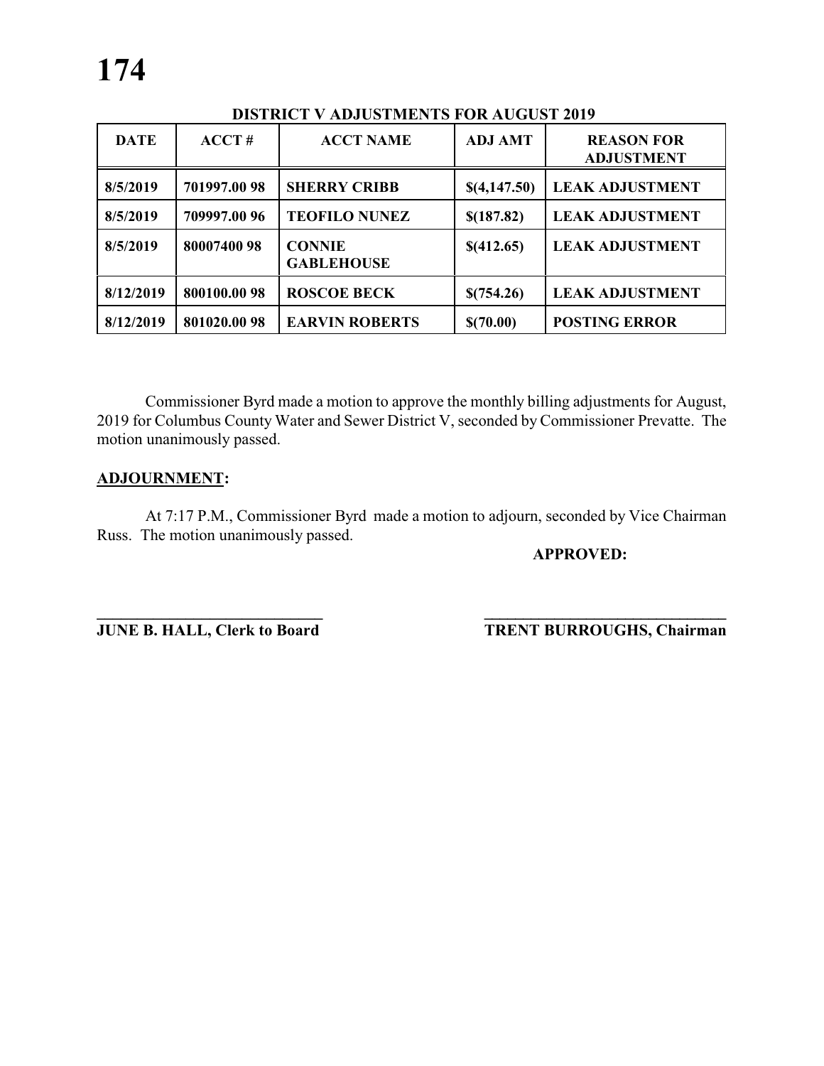**DISTRICT V ADJUSTMENTS FOR AUGUST 2019**

| DATE | ACCT # | ACCT NAME | ADJ AMT | REASON FOR ADJUSTMENT |
|---|---|---|---|---|
| 8/5/2019 | 701997.00 98 | SHERRY CRIBB | $(4,147.50) | LEAK ADJUSTMENT |
| 8/5/2019 | 709997.00 96 | TEOFILO NUNEZ | $(187.82) | LEAK ADJUSTMENT |
| 8/5/2019 | 80007400 98 | CONNIE GABLEHOUSE | $(412.65) | LEAK ADJUSTMENT |
| 8/12/2019 | 800100.00 98 | ROSCOE BECK | $(754.26) | LEAK ADJUSTMENT |
| 8/12/2019 | 801020.00 98 | EARVIN ROBERTS | $(70.00) | POSTING ERROR |

Commissioner Byrd made a motion to approve the monthly billing adjustments for August, 2019 for Columbus County Water and Sewer District V, seconded by Commissioner Prevatte. The motion unanimously passed.

**ADJOURNMENT:**

At 7:17 P.M., Commissioner Byrd made a motion to adjourn, seconded by Vice Chairman Russ. The motion unanimously passed.

**APPROVED:**

**JUNE B. HALL, Clerk to Board** **TRENT BURROUGHS, Chairman**